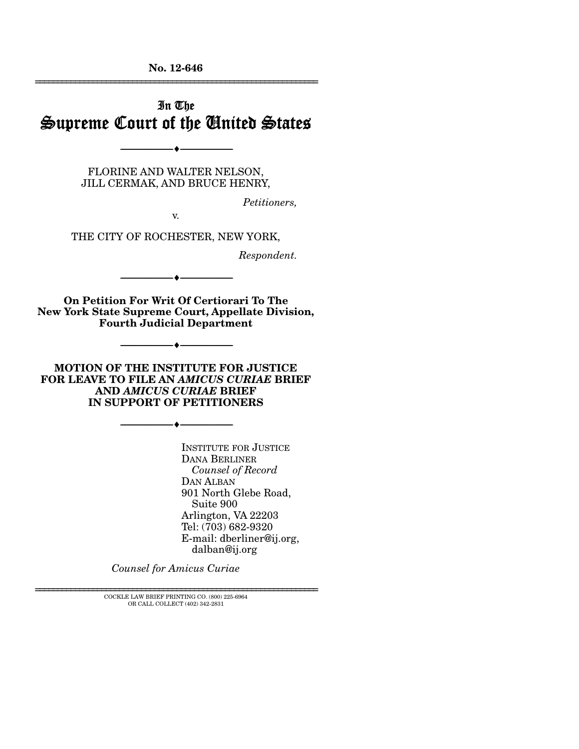**No. 12-646**

---

# In The Supreme Court of the United States

---

FLORINE AND WALTER NELSON,
JILL CERMAK, AND BRUCE HENRY,

*Petitioners,*

v.

THE CITY OF ROCHESTER, NEW YORK,

*Respondent.*

---

**On Petition For Writ Of Certiorari To The New York State Supreme Court, Appellate Division, Fourth Judicial Department**

---

**MOTION OF THE INSTITUTE FOR JUSTICE FOR LEAVE TO FILE AN *AMICUS CURIAE* BRIEF AND *AMICUS CURIAE* BRIEF IN SUPPORT OF PETITIONERS**

---

INSTITUTE FOR JUSTICE
DANA BERLINER
*Counsel of Record*
DAN ALBAN
901 North Glebe Road,
Suite 900
Arlington, VA 22203
Tel: (703) 682-9320
E-mail: dberliner@ij.org,
dalban@ij.org

*Counsel for Amicus Curiae*

---

COCKLE LAW BRIEF PRINTING CO. (800) 225-6964
OR CALL COLLECT (402) 342-2831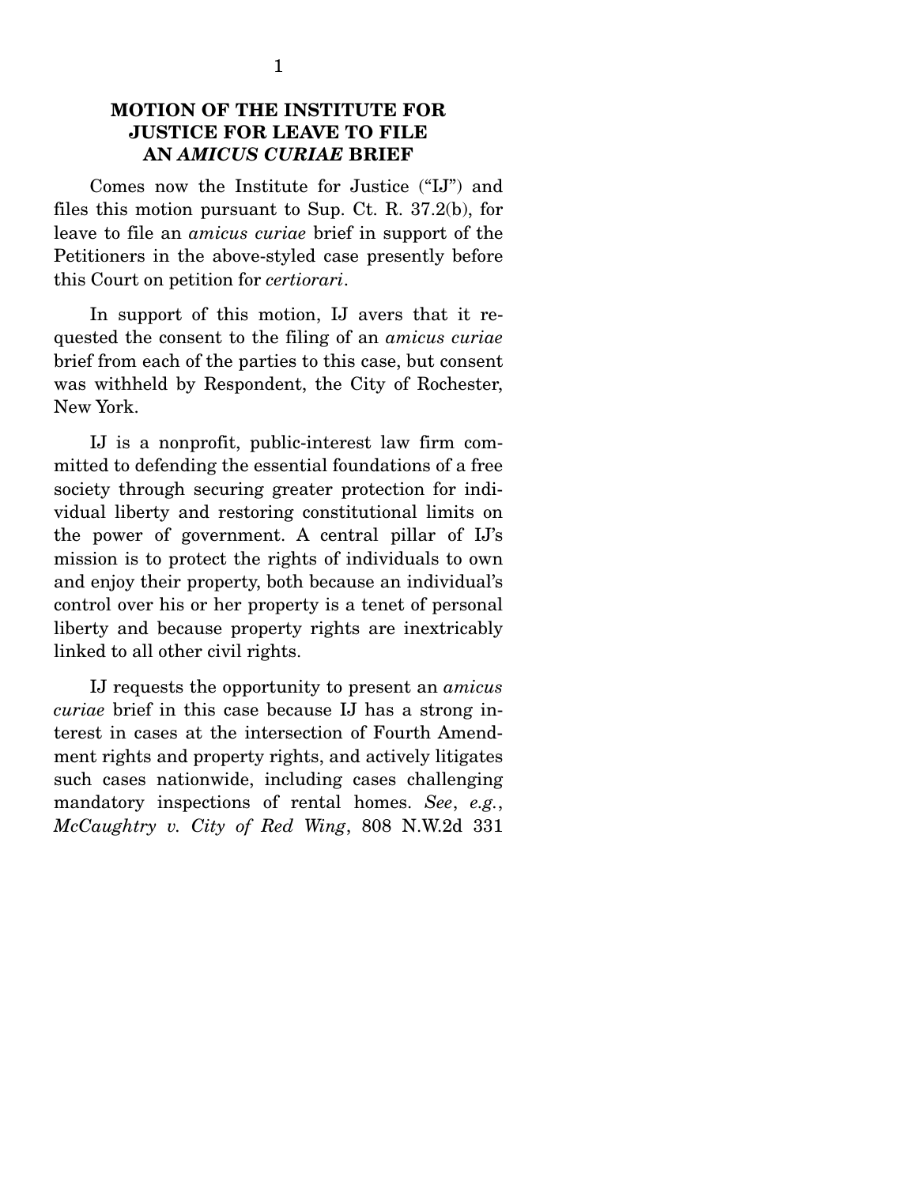## MOTION OF THE INSTITUTE FOR JUSTICE FOR LEAVE TO FILE AN *AMICUS CURIAE* BRIEF

Comes now the Institute for Justice ("IJ") and files this motion pursuant to Sup. Ct. R. 37.2(b), for leave to file an *amicus curiae* brief in support of the Petitioners in the above-styled case presently before this Court on petition for *certiorari*.

In support of this motion, IJ avers that it requested the consent to the filing of an *amicus curiae* brief from each of the parties to this case, but consent was withheld by Respondent, the City of Rochester, New York.

IJ is a nonprofit, public-interest law firm committed to defending the essential foundations of a free society through securing greater protection for individual liberty and restoring constitutional limits on the power of government. A central pillar of IJ's mission is to protect the rights of individuals to own and enjoy their property, both because an individual's control over his or her property is a tenet of personal liberty and because property rights are inextricably linked to all other civil rights.

IJ requests the opportunity to present an *amicus curiae* brief in this case because IJ has a strong interest in cases at the intersection of Fourth Amendment rights and property rights, and actively litigates such cases nationwide, including cases challenging mandatory inspections of rental homes. *See*, *e.g.*, *McCaughtry v. City of Red Wing*, 808 N.W.2d 331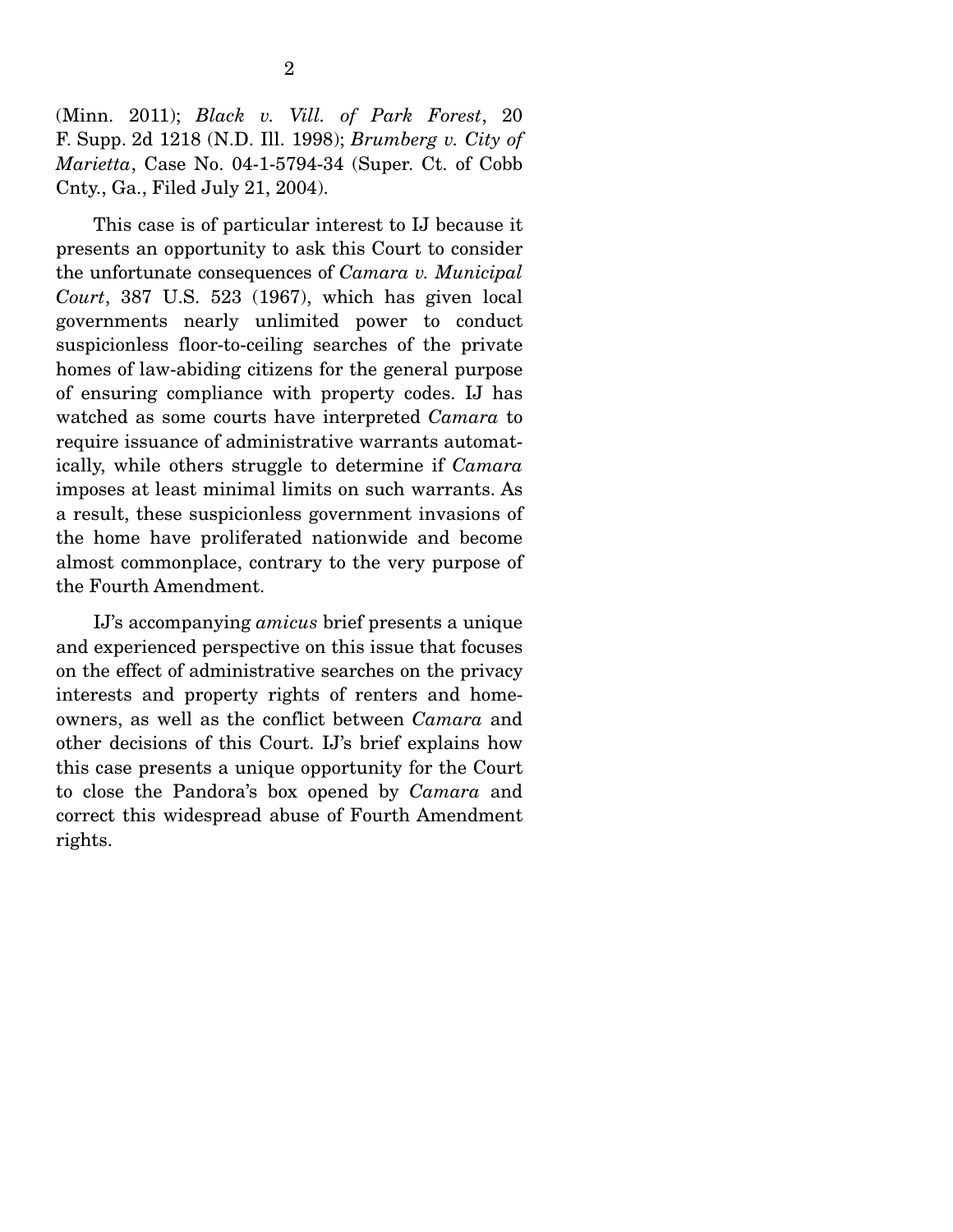(Minn. 2011); *Black v. Vill. of Park Forest*, 20 F. Supp. 2d 1218 (N.D. Ill. 1998); *Brumberg v. City of Marietta*, Case No. 04-1-5794-34 (Super. Ct. of Cobb Cnty., Ga., Filed July 21, 2004).

This case is of particular interest to IJ because it presents an opportunity to ask this Court to consider the unfortunate consequences of *Camara v. Municipal Court*, 387 U.S. 523 (1967), which has given local governments nearly unlimited power to conduct suspicionless floor-to-ceiling searches of the private homes of law-abiding citizens for the general purpose of ensuring compliance with property codes. IJ has watched as some courts have interpreted *Camara* to require issuance of administrative warrants automatically, while others struggle to determine if *Camara* imposes at least minimal limits on such warrants. As a result, these suspicionless government invasions of the home have proliferated nationwide and become almost commonplace, contrary to the very purpose of the Fourth Amendment.

IJ's accompanying *amicus* brief presents a unique and experienced perspective on this issue that focuses on the effect of administrative searches on the privacy interests and property rights of renters and homeowners, as well as the conflict between *Camara* and other decisions of this Court. IJ's brief explains how this case presents a unique opportunity for the Court to close the Pandora's box opened by *Camara* and correct this widespread abuse of Fourth Amendment rights.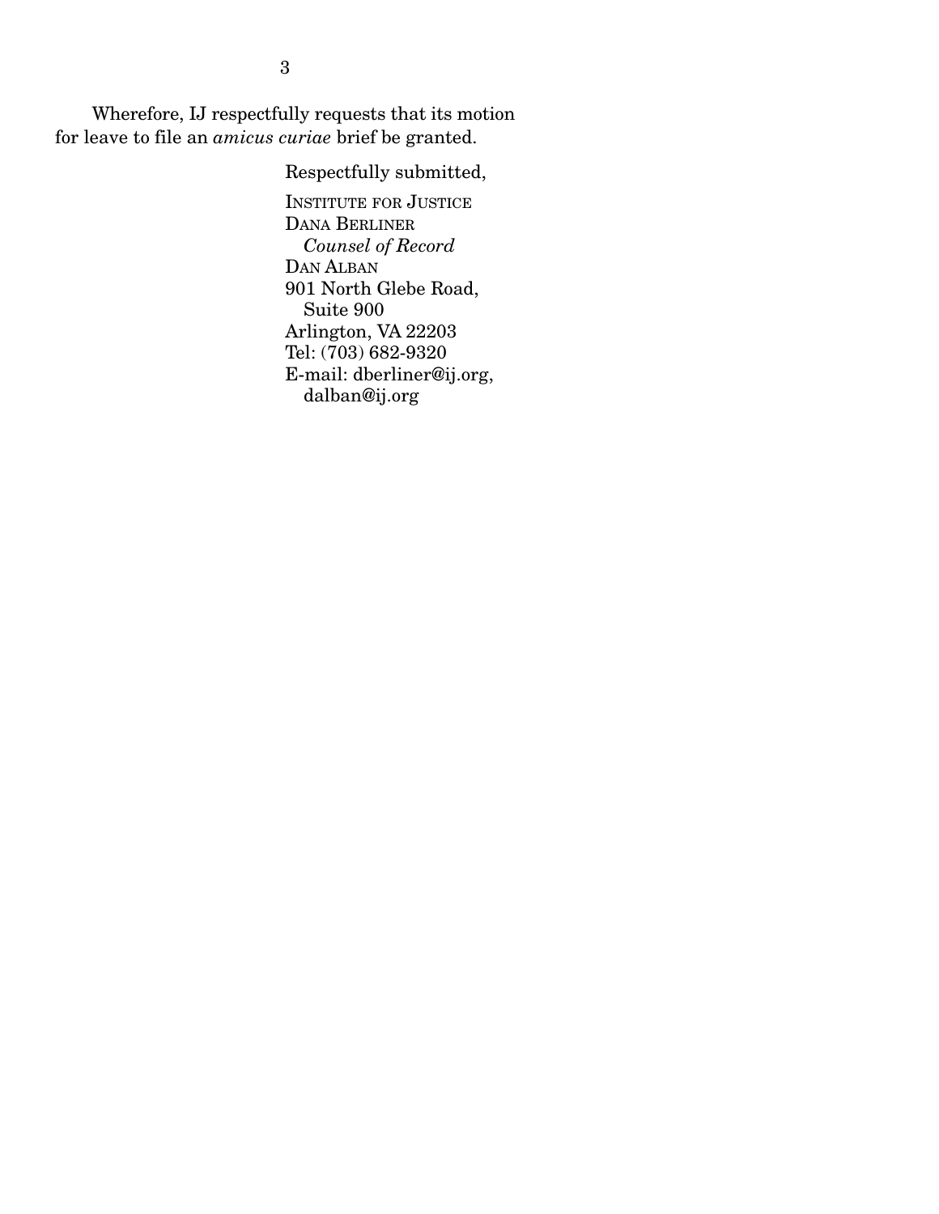Wherefore, IJ respectfully requests that its motion for leave to file an *amicus curiae* brief be granted.

Respectfully submitted,

INSTITUTE FOR JUSTICE
DANA BERLINER
*Counsel of Record*
DAN ALBAN
901 North Glebe Road,
Suite 900
Arlington, VA 22203
Tel: (703) 682-9320
E-mail: dberliner@ij.org,
dalban@ij.org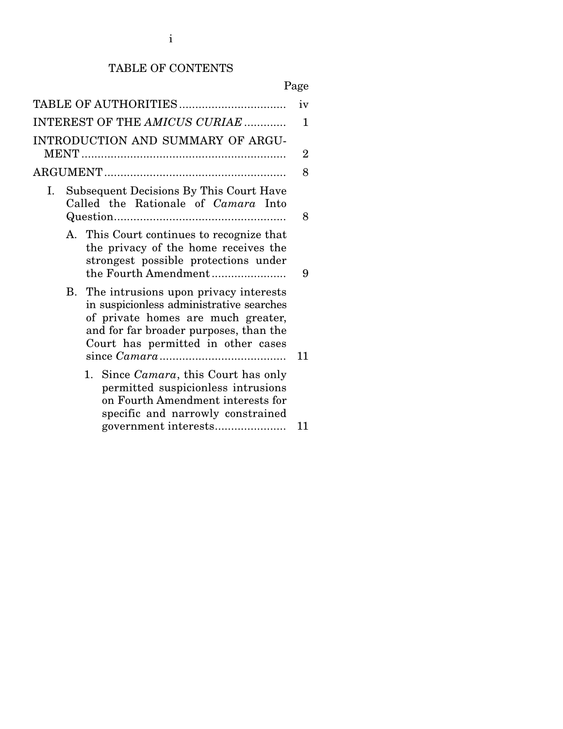# TABLE OF CONTENTS

| | Page |
|---|---|
| TABLE OF AUTHORITIES | iv |
| INTEREST OF THE *AMICUS CURIAE* | 1 |
| INTRODUCTION AND SUMMARY OF ARGUMENT | 2 |
| ARGUMENT | 8 |
| I. Subsequent Decisions By This Court Have Called the Rationale of *Camara* Into Question | 8 |
| A. This Court continues to recognize that the privacy of the home receives the strongest possible protections under the Fourth Amendment | 9 |
| B. The intrusions upon privacy interests in suspicionless administrative searches of private homes are much greater, and for far broader purposes, than the Court has permitted in other cases since *Camara* | 11 |
| 1. Since *Camara*, this Court has only permitted suspicionless intrusions on Fourth Amendment interests for specific and narrowly constrained government interests | 11 |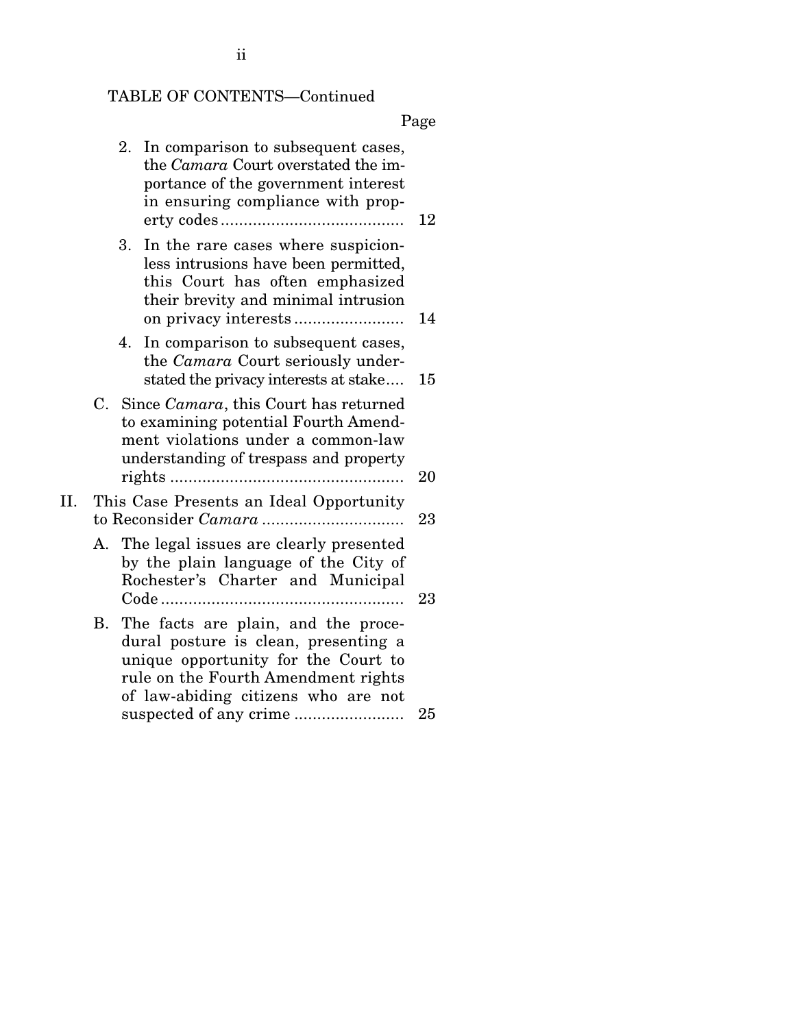TABLE OF CONTENTS—Continued

| | Page |
|---|---|
| 2. In comparison to subsequent cases, the *Camara* Court overstated the importance of the government interest in ensuring compliance with property codes | 12 |
| 3. In the rare cases where suspicionless intrusions have been permitted, this Court has often emphasized their brevity and minimal intrusion on privacy interests | 14 |
| 4. In comparison to subsequent cases, the *Camara* Court seriously understated the privacy interests at stake | 15 |
| C. Since *Camara*, this Court has returned to examining potential Fourth Amendment violations under a common-law understanding of trespass and property rights | 20 |
| II. This Case Presents an Ideal Opportunity to Reconsider *Camara* | 23 |
| A. The legal issues are clearly presented by the plain language of the City of Rochester's Charter and Municipal Code | 23 |
| B. The facts are plain, and the procedural posture is clean, presenting a unique opportunity for the Court to rule on the Fourth Amendment rights of law-abiding citizens who are not suspected of any crime | 25 |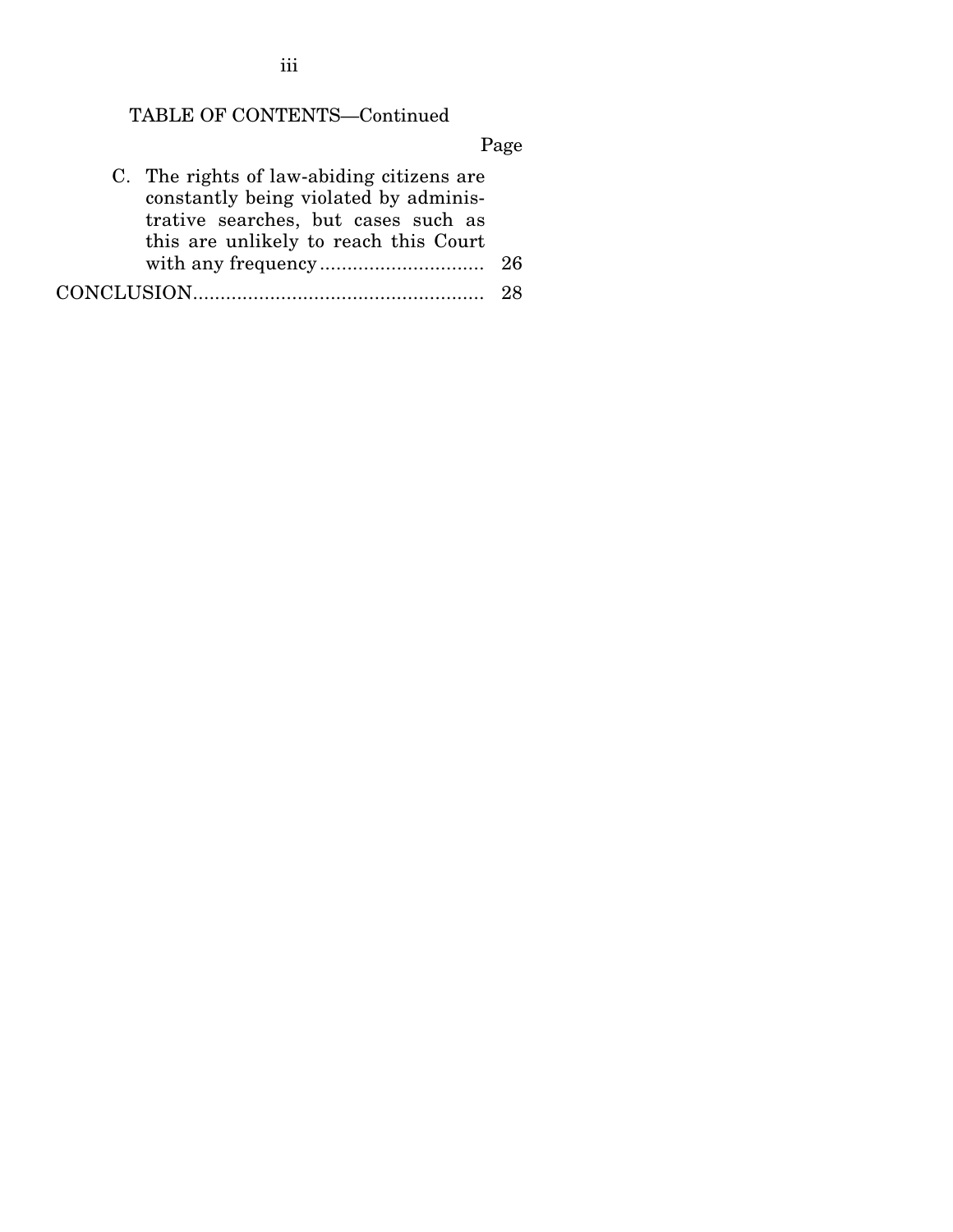TABLE OF CONTENTS—Continued

| | Page |
|---|---|
| C. The rights of law-abiding citizens are constantly being violated by administrative searches, but cases such as this are unlikely to reach this Court with any frequency | 26 |
| CONCLUSION | 28 |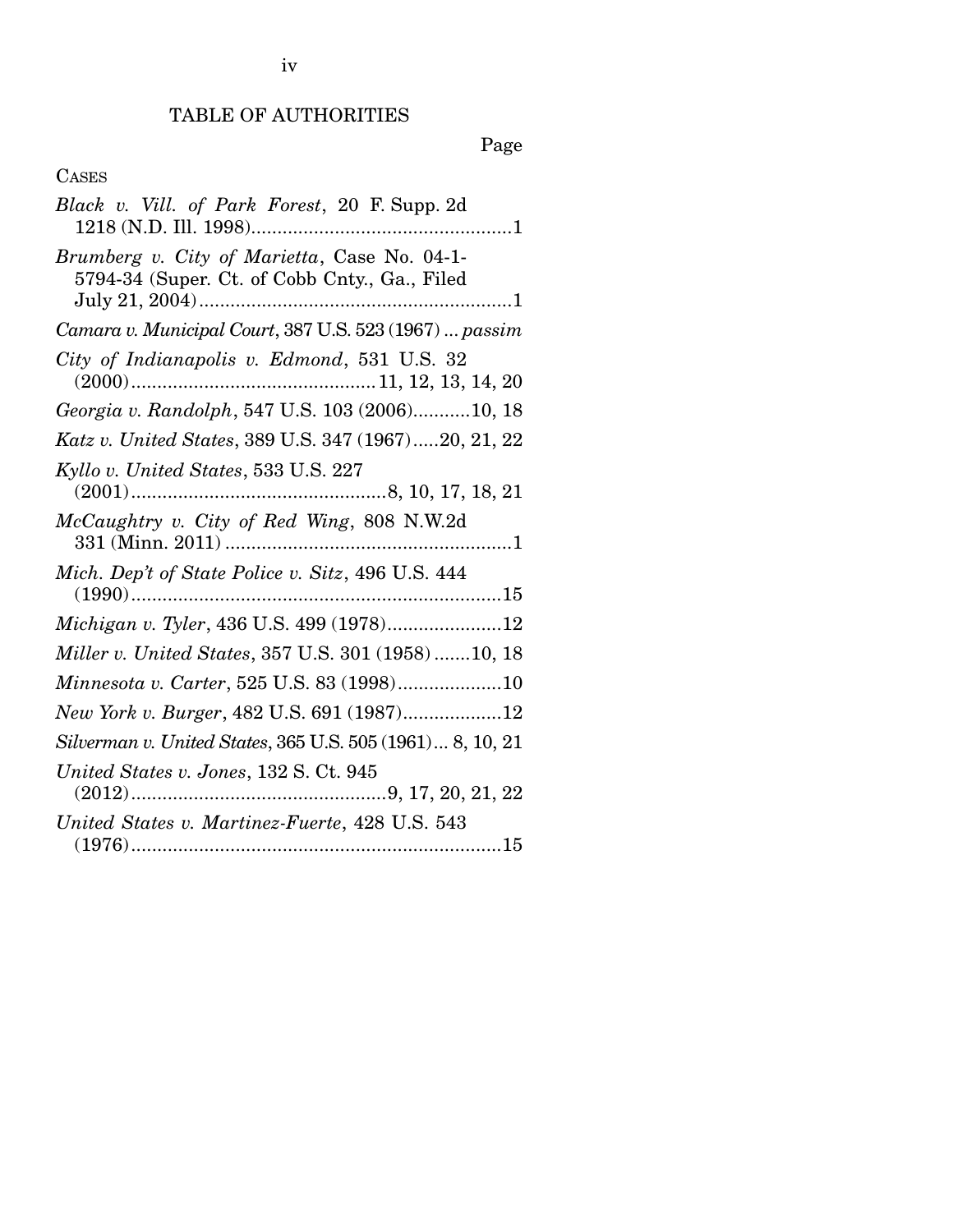# TABLE OF AUTHORITIES

Page

CASES

*Black v. Vill. of Park Forest*, 20 F. Supp. 2d 1218 (N.D. Ill. 1998)....................................................1

*Brumberg v. City of Marietta*, Case No. 04-1-5794-34 (Super. Ct. of Cobb Cnty., Ga., Filed July 21, 2004)............................................................1

*Camara v. Municipal Court*, 387 U.S. 523 (1967) ... *passim*

*City of Indianapolis v. Edmond*, 531 U.S. 32 (2000)................................................11, 12, 13, 14, 20

*Georgia v. Randolph*, 547 U.S. 103 (2006)...........10, 18

*Katz v. United States*, 389 U.S. 347 (1967).....20, 21, 22

*Kyllo v. United States*, 533 U.S. 227 (2001)................................................8, 10, 17, 18, 21

*McCaughtry v. City of Red Wing*, 808 N.W.2d 331 (Minn. 2011) .......................................................1

*Mich. Dep't of State Police v. Sitz*, 496 U.S. 444 (1990).......................................................................15

*Michigan v. Tyler*, 436 U.S. 499 (1978)......................12

*Miller v. United States*, 357 U.S. 301 (1958) .......10, 18

*Minnesota v. Carter*, 525 U.S. 83 (1998)....................10

*New York v. Burger*, 482 U.S. 691 (1987)...................12

*Silverman v. United States*, 365 U.S. 505 (1961)... 8, 10, 21

*United States v. Jones*, 132 S. Ct. 945 (2012)................................................9, 17, 20, 21, 22

*United States v. Martinez-Fuerte*, 428 U.S. 543 (1976).......................................................................15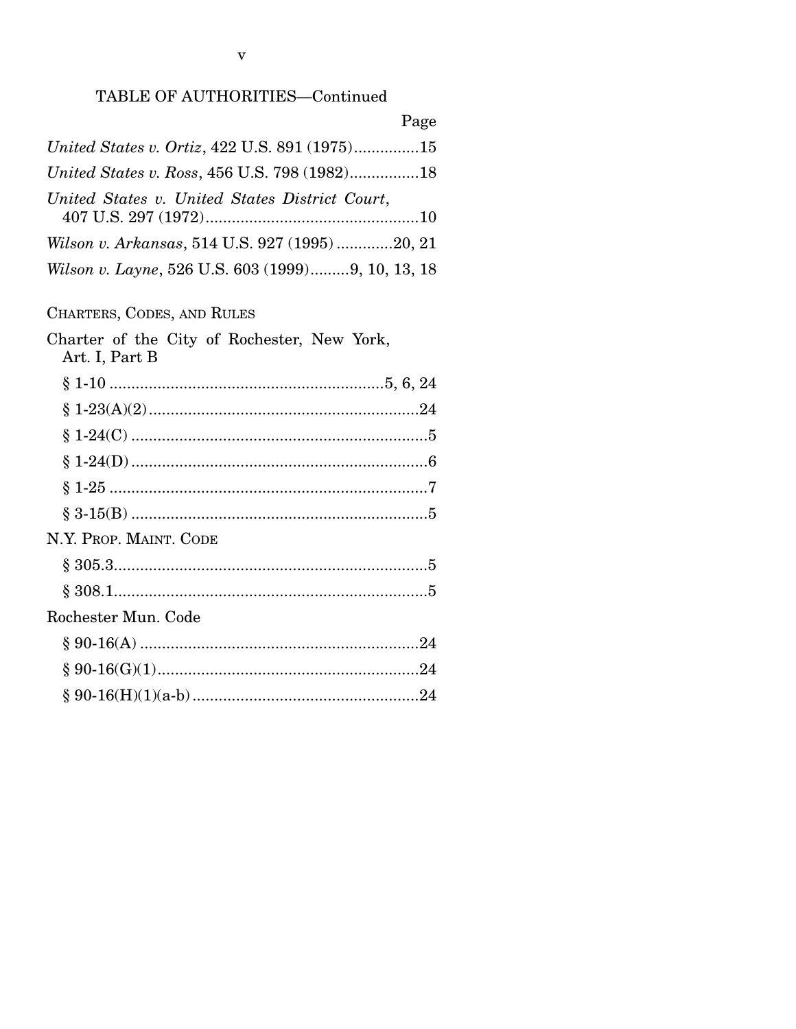TABLE OF AUTHORITIES—Continued

Page

*United States v. Ortiz*, 422 U.S. 891 (1975)...............15

*United States v. Ross*, 456 U.S. 798 (1982)................18

*United States v. United States District Court*, 407 U.S. 297 (1972)..................................................10

*Wilson v. Arkansas*, 514 U.S. 927 (1995) .............20, 21

*Wilson v. Layne*, 526 U.S. 603 (1999).........9, 10, 13, 18

CHARTERS, CODES, AND RULES

Charter of the City of Rochester, New York, Art. I, Part B

§ 1-10 ...............................................................5, 6, 24

§ 1-23(A)(2)...............................................................24

§ 1-24(C) ....................................................................5

§ 1-24(D) ....................................................................6

§ 1-25 .........................................................................7

§ 3-15(B) ....................................................................5

N.Y. PROP. MAINT. CODE

§ 305.3........................................................................5

§ 308.1........................................................................5

Rochester Mun. Code

§ 90-16(A) ................................................................24

§ 90-16(G)(1)............................................................24

§ 90-16(H)(1)(a-b) ....................................................24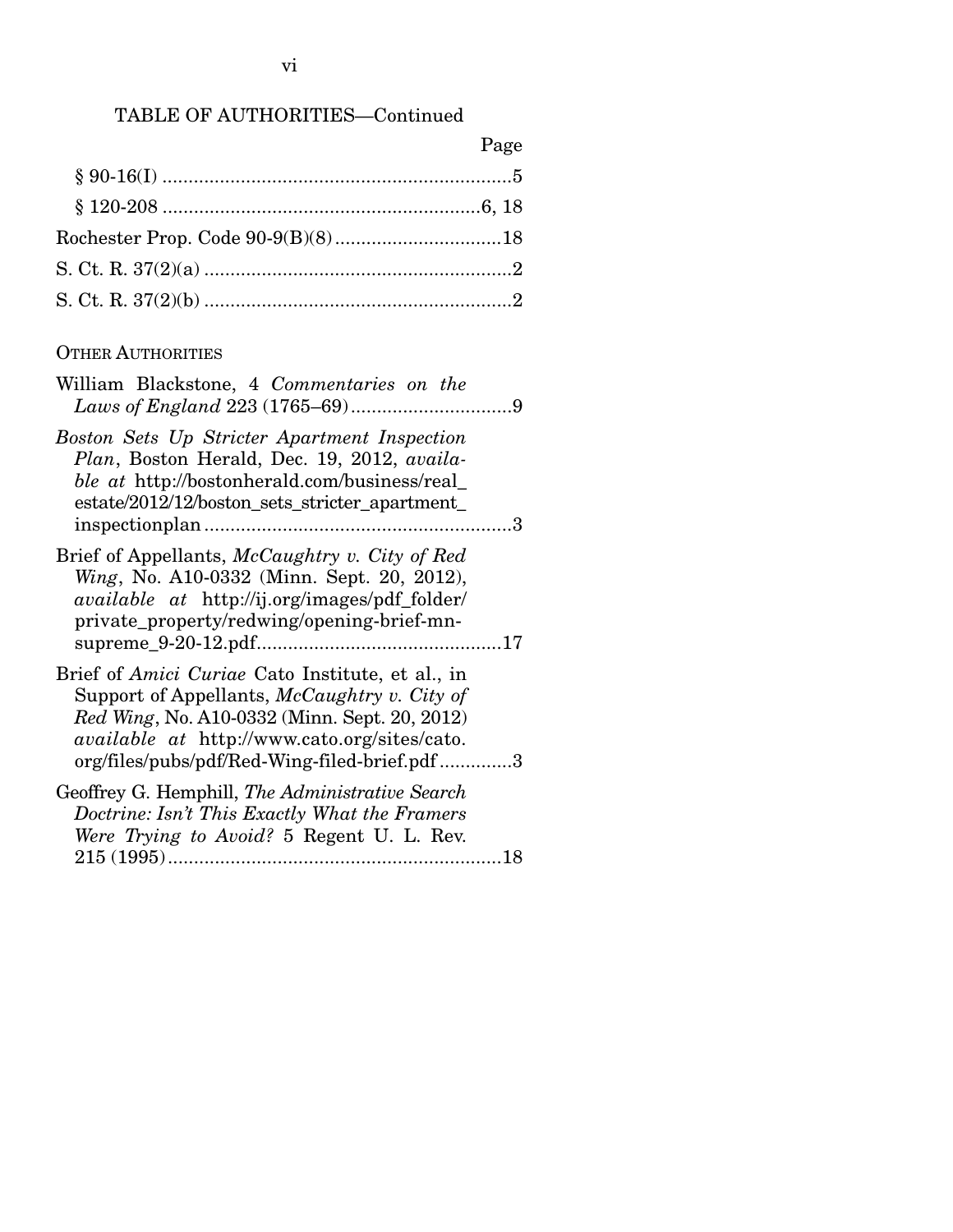TABLE OF AUTHORITIES—Continued

Page

§ 90-16(I) ....................................................................5

§ 120-208 ..............................................................6, 18

Rochester Prop. Code 90-9(B)(8) ................................18

S. Ct. R. 37(2)(a) ...........................................................2

S. Ct. R. 37(2)(b) ...........................................................2

OTHER AUTHORITIES

William Blackstone, 4 *Commentaries on the Laws of England* 223 (1765–69) ...............................9

*Boston Sets Up Stricter Apartment Inspection Plan*, Boston Herald, Dec. 19, 2012, *available at* http://bostonherald.com/business/real_estate/2012/12/boston_sets_stricter_apartment_inspectionplan ...........................................................3

Brief of Appellants, *McCaughtry v. City of Red Wing*, No. A10-0332 (Minn. Sept. 20, 2012), *available at* http://ij.org/images/pdf_folder/private_property/redwing/opening-brief-mn-supreme_9-20-12.pdf...............................................17

Brief of *Amici Curiae* Cato Institute, et al., in Support of Appellants, *McCaughtry v. City of Red Wing*, No. A10-0332 (Minn. Sept. 20, 2012) *available at* http://www.cato.org/sites/cato.org/files/pubs/pdf/Red-Wing-filed-brief.pdf ..............3

Geoffrey G. Hemphill, *The Administrative Search Doctrine: Isn't This Exactly What the Framers Were Trying to Avoid?* 5 Regent U. L. Rev. 215 (1995) .................................................................18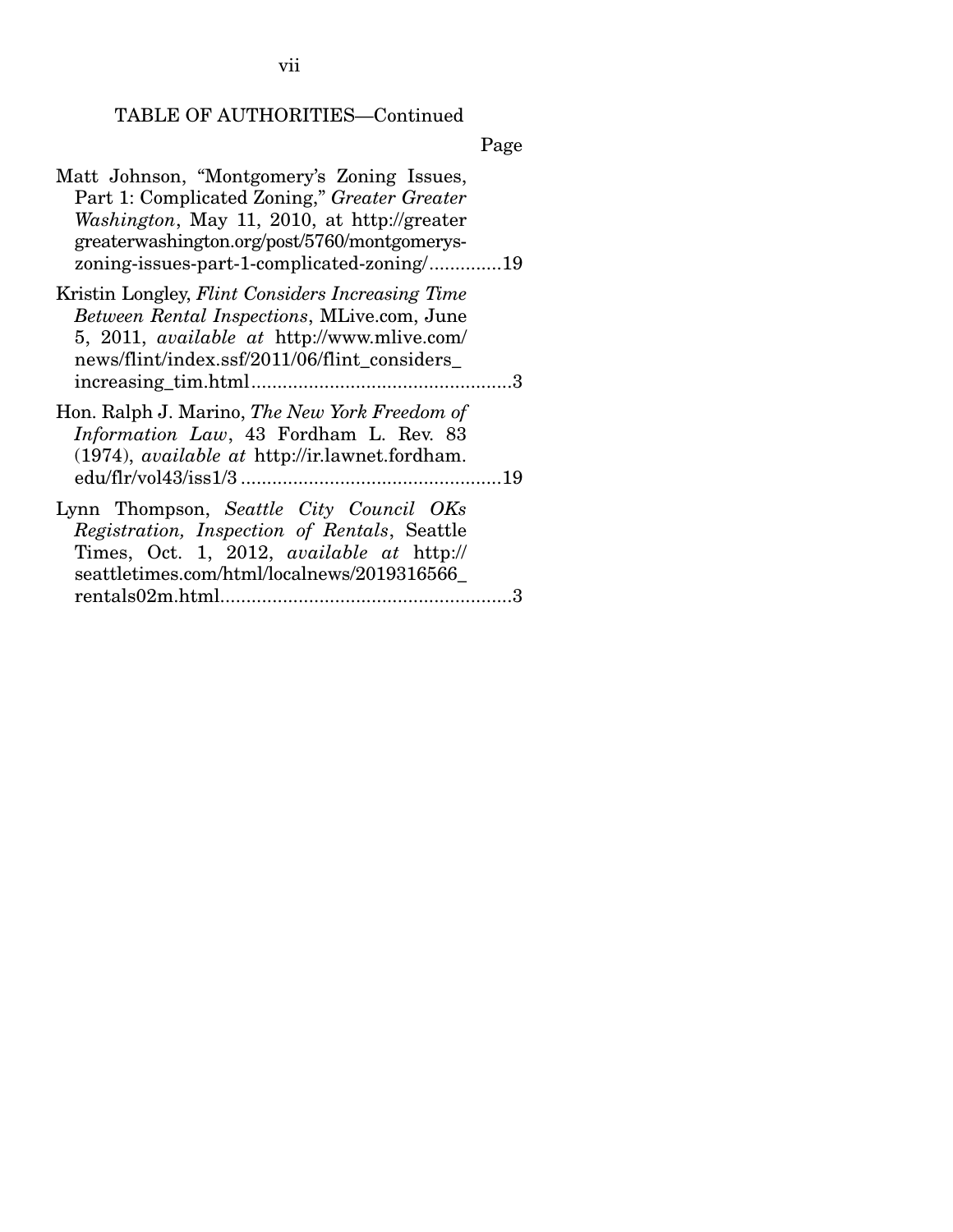TABLE OF AUTHORITIES—Continued

Page

Matt Johnson, "Montgomery's Zoning Issues, Part 1: Complicated Zoning," *Greater Greater Washington*, May 11, 2010, at http://greatergreaterwashington.org/post/5760/montgomerys-zoning-issues-part-1-complicated-zoning/..............19

Kristin Longley, *Flint Considers Increasing Time Between Rental Inspections*, MLive.com, June 5, 2011, *available at* http://www.mlive.com/news/flint/index.ssf/2011/06/flint_considers_increasing_tim.html..................................................3

Hon. Ralph J. Marino, *The New York Freedom of Information Law*, 43 Fordham L. Rev. 83 (1974), *available at* http://ir.lawnet.fordham.edu/flr/vol43/iss1/3 ..................................................19

Lynn Thompson, *Seattle City Council OKs Registration, Inspection of Rentals*, Seattle Times, Oct. 1, 2012, *available at* http://seattletimes.com/html/localnews/2019316566_rentals02m.html.......................................................3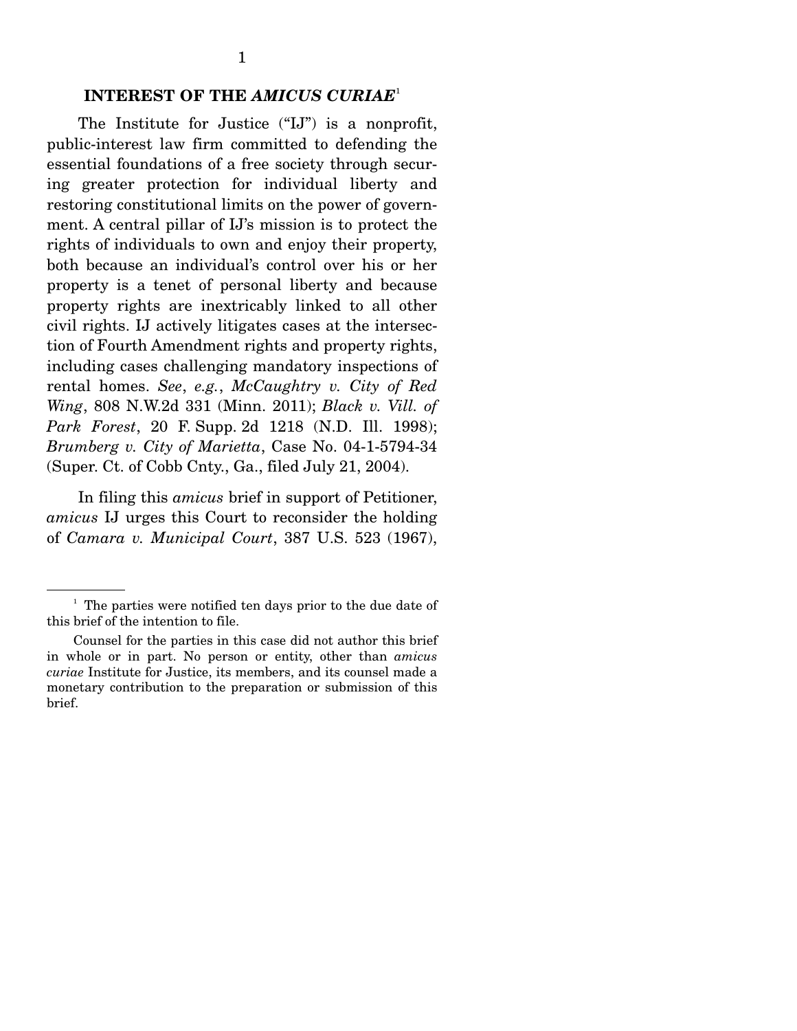## INTEREST OF THE *AMICUS CURIAE*[1]

The Institute for Justice ("IJ") is a nonprofit, public-interest law firm committed to defending the essential foundations of a free society through securing greater protection for individual liberty and restoring constitutional limits on the power of government. A central pillar of IJ's mission is to protect the rights of individuals to own and enjoy their property, both because an individual's control over his or her property is a tenet of personal liberty and because property rights are inextricably linked to all other civil rights. IJ actively litigates cases at the intersection of Fourth Amendment rights and property rights, including cases challenging mandatory inspections of rental homes. *See*, *e.g.*, *McCaughtry v. City of Red Wing*, 808 N.W.2d 331 (Minn. 2011); *Black v. Vill. of Park Forest*, 20 F. Supp. 2d 1218 (N.D. Ill. 1998); *Brumberg v. City of Marietta*, Case No. 04-1-5794-34 (Super. Ct. of Cobb Cnty., Ga., filed July 21, 2004).

In filing this *amicus* brief in support of Petitioner, *amicus* IJ urges this Court to reconsider the holding of *Camara v. Municipal Court*, 387 U.S. 523 (1967),

---

[1] The parties were notified ten days prior to the due date of this brief of the intention to file.

Counsel for the parties in this case did not author this brief in whole or in part. No person or entity, other than *amicus curiae* Institute for Justice, its members, and its counsel made a monetary contribution to the preparation or submission of this brief.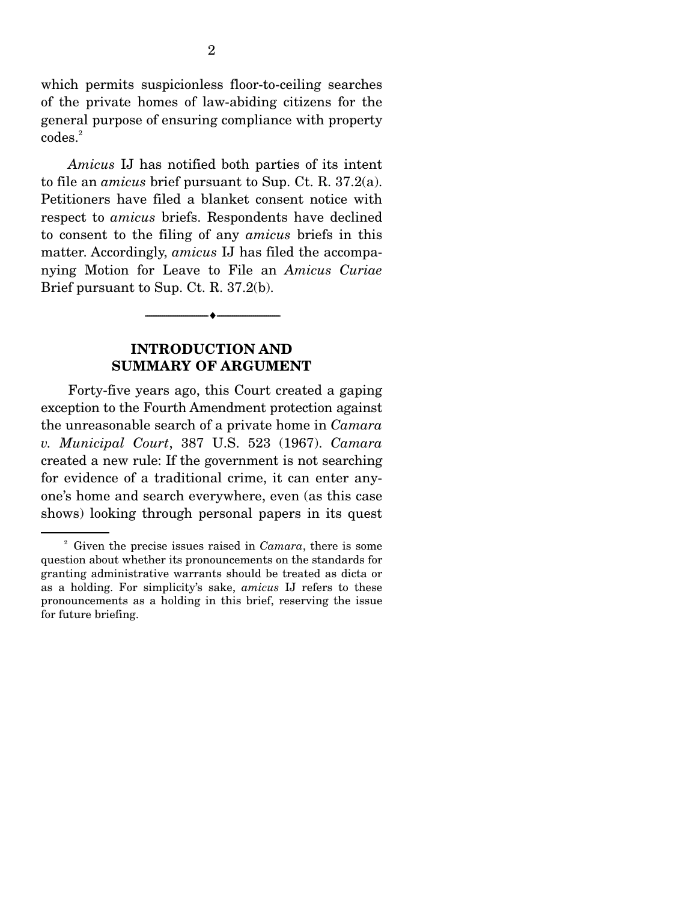which permits suspicionless floor-to-ceiling searches of the private homes of law-abiding citizens for the general purpose of ensuring compliance with property codes.[2]

*Amicus* IJ has notified both parties of its intent to file an *amicus* brief pursuant to Sup. Ct. R. 37.2(a). Petitioners have filed a blanket consent notice with respect to *amicus* briefs. Respondents have declined to consent to the filing of any *amicus* briefs in this matter. Accordingly, *amicus* IJ has filed the accompanying Motion for Leave to File an *Amicus Curiae* Brief pursuant to Sup. Ct. R. 37.2(b).

---

## INTRODUCTION AND SUMMARY OF ARGUMENT

Forty-five years ago, this Court created a gaping exception to the Fourth Amendment protection against the unreasonable search of a private home in *Camara v. Municipal Court*, 387 U.S. 523 (1967). *Camara* created a new rule: If the government is not searching for evidence of a traditional crime, it can enter anyone's home and search everywhere, even (as this case shows) looking through personal papers in its quest

---

[2] Given the precise issues raised in *Camara*, there is some question about whether its pronouncements on the standards for granting administrative warrants should be treated as dicta or as a holding. For simplicity's sake, *amicus* IJ refers to these pronouncements as a holding in this brief, reserving the issue for future briefing.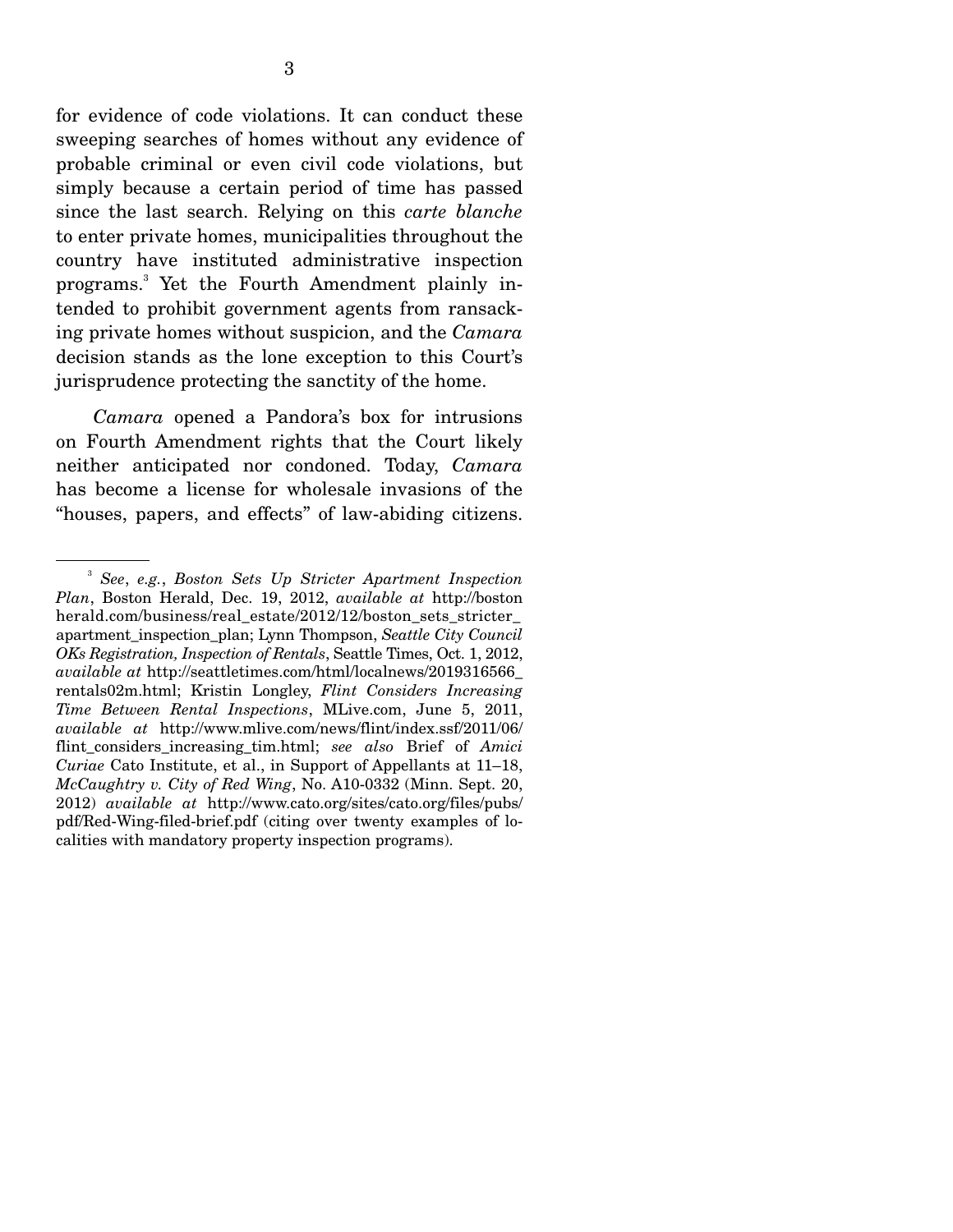for evidence of code violations. It can conduct these sweeping searches of homes without any evidence of probable criminal or even civil code violations, but simply because a certain period of time has passed since the last search. Relying on this *carte blanche* to enter private homes, municipalities throughout the country have instituted administrative inspection programs.[3] Yet the Fourth Amendment plainly intended to prohibit government agents from ransacking private homes without suspicion, and the *Camara* decision stands as the lone exception to this Court's jurisprudence protecting the sanctity of the home.

*Camara* opened a Pandora's box for intrusions on Fourth Amendment rights that the Court likely neither anticipated nor condoned. Today, *Camara* has become a license for wholesale invasions of the "houses, papers, and effects" of law-abiding citizens.

---

[3] *See*, *e.g.*, *Boston Sets Up Stricter Apartment Inspection Plan*, Boston Herald, Dec. 19, 2012, *available at* http://bostonherald.com/business/real_estate/2012/12/boston_sets_stricter_apartment_inspection_plan; Lynn Thompson, *Seattle City Council OKs Registration, Inspection of Rentals*, Seattle Times, Oct. 1, 2012, *available at* http://seattletimes.com/html/localnews/2019316566_rentals02m.html; Kristin Longley, *Flint Considers Increasing Time Between Rental Inspections*, MLive.com, June 5, 2011, *available at* http://www.mlive.com/news/flint/index.ssf/2011/06/flint_considers_increasing_tim.html; *see also* Brief of *Amici Curiae* Cato Institute, et al., in Support of Appellants at 11–18, *McCaughtry v. City of Red Wing*, No. A10-0332 (Minn. Sept. 20, 2012) *available at* http://www.cato.org/sites/cato.org/files/pubs/pdf/Red-Wing-filed-brief.pdf (citing over twenty examples of localities with mandatory property inspection programs).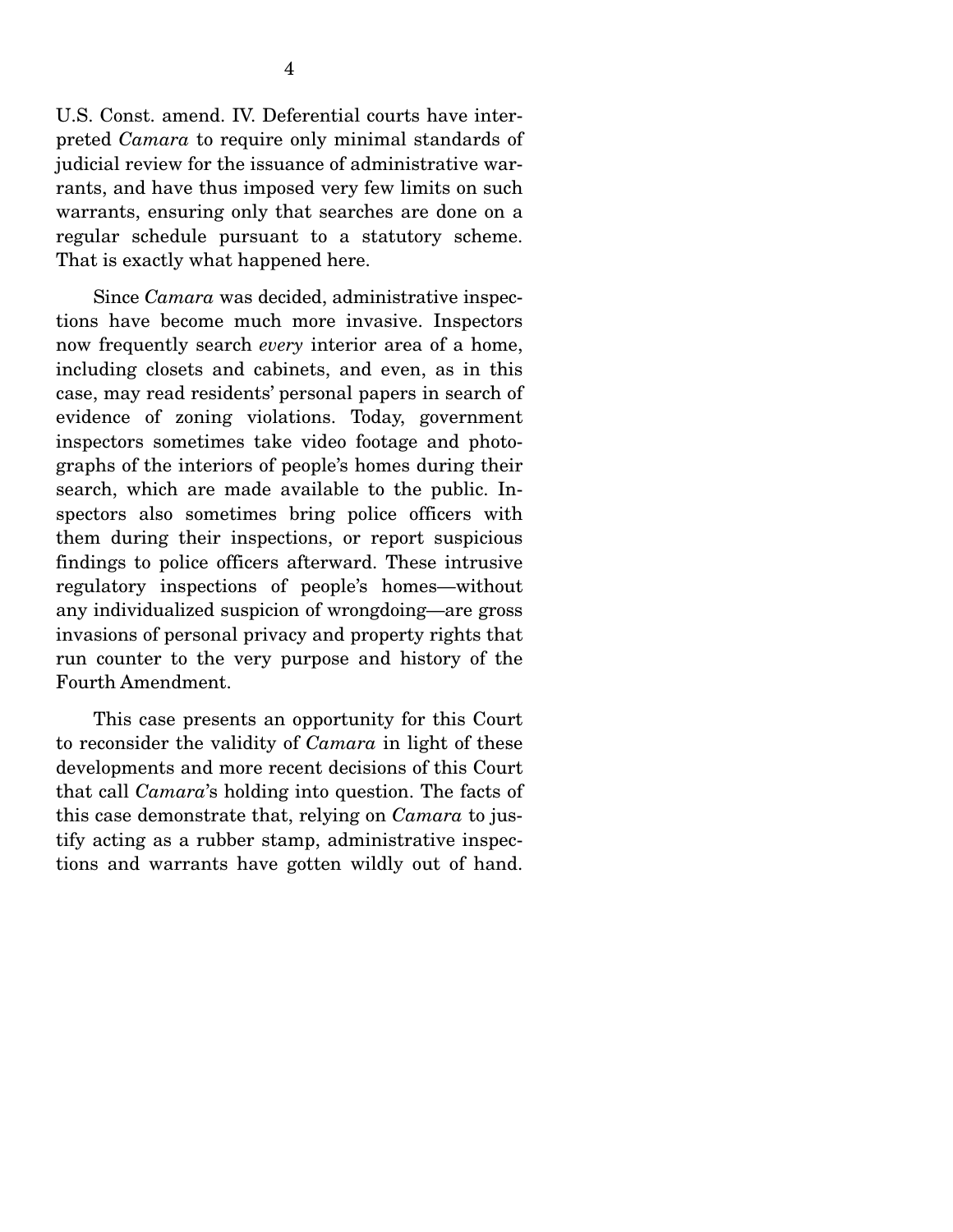U.S. Const. amend. IV. Deferential courts have interpreted *Camara* to require only minimal standards of judicial review for the issuance of administrative warrants, and have thus imposed very few limits on such warrants, ensuring only that searches are done on a regular schedule pursuant to a statutory scheme. That is exactly what happened here.

Since *Camara* was decided, administrative inspections have become much more invasive. Inspectors now frequently search *every* interior area of a home, including closets and cabinets, and even, as in this case, may read residents' personal papers in search of evidence of zoning violations. Today, government inspectors sometimes take video footage and photographs of the interiors of people's homes during their search, which are made available to the public. Inspectors also sometimes bring police officers with them during their inspections, or report suspicious findings to police officers afterward. These intrusive regulatory inspections of people's homes—without any individualized suspicion of wrongdoing—are gross invasions of personal privacy and property rights that run counter to the very purpose and history of the Fourth Amendment.

This case presents an opportunity for this Court to reconsider the validity of *Camara* in light of these developments and more recent decisions of this Court that call *Camara*'s holding into question. The facts of this case demonstrate that, relying on *Camara* to justify acting as a rubber stamp, administrative inspections and warrants have gotten wildly out of hand.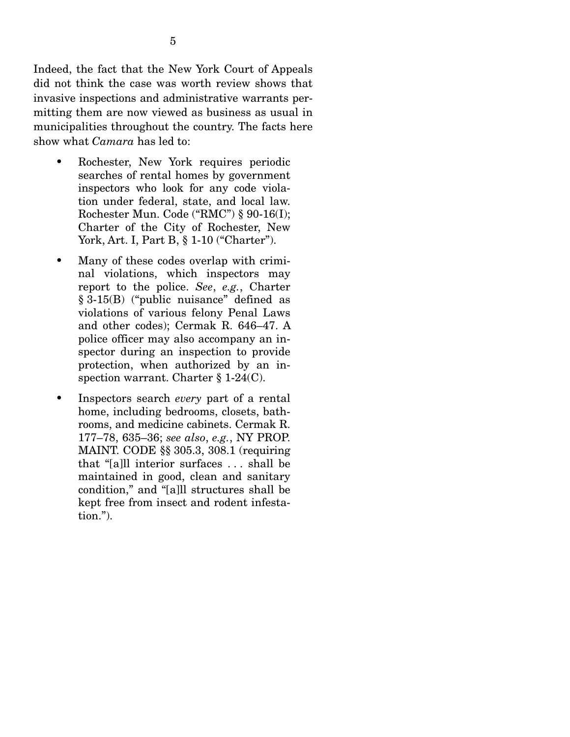Indeed, the fact that the New York Court of Appeals did not think the case was worth review shows that invasive inspections and administrative warrants permitting them are now viewed as business as usual in municipalities throughout the country. The facts here show what *Camara* has led to:

- Rochester, New York requires periodic searches of rental homes by government inspectors who look for any code violation under federal, state, and local law. Rochester Mun. Code ("RMC") § 90-16(I); Charter of the City of Rochester, New York, Art. I, Part B, § 1-10 ("Charter").
- Many of these codes overlap with criminal violations, which inspectors may report to the police. *See*, *e.g.*, Charter § 3-15(B) ("public nuisance" defined as violations of various felony Penal Laws and other codes); Cermak R. 646–47. A police officer may also accompany an inspector during an inspection to provide protection, when authorized by an inspection warrant. Charter § 1-24(C).
- Inspectors search *every* part of a rental home, including bedrooms, closets, bathrooms, and medicine cabinets. Cermak R. 177–78, 635–36; *see also*, *e.g.*, NY PROP. MAINT. CODE §§ 305.3, 308.1 (requiring that "[a]ll interior surfaces . . . shall be maintained in good, clean and sanitary condition," and "[a]ll structures shall be kept free from insect and rodent infestation.").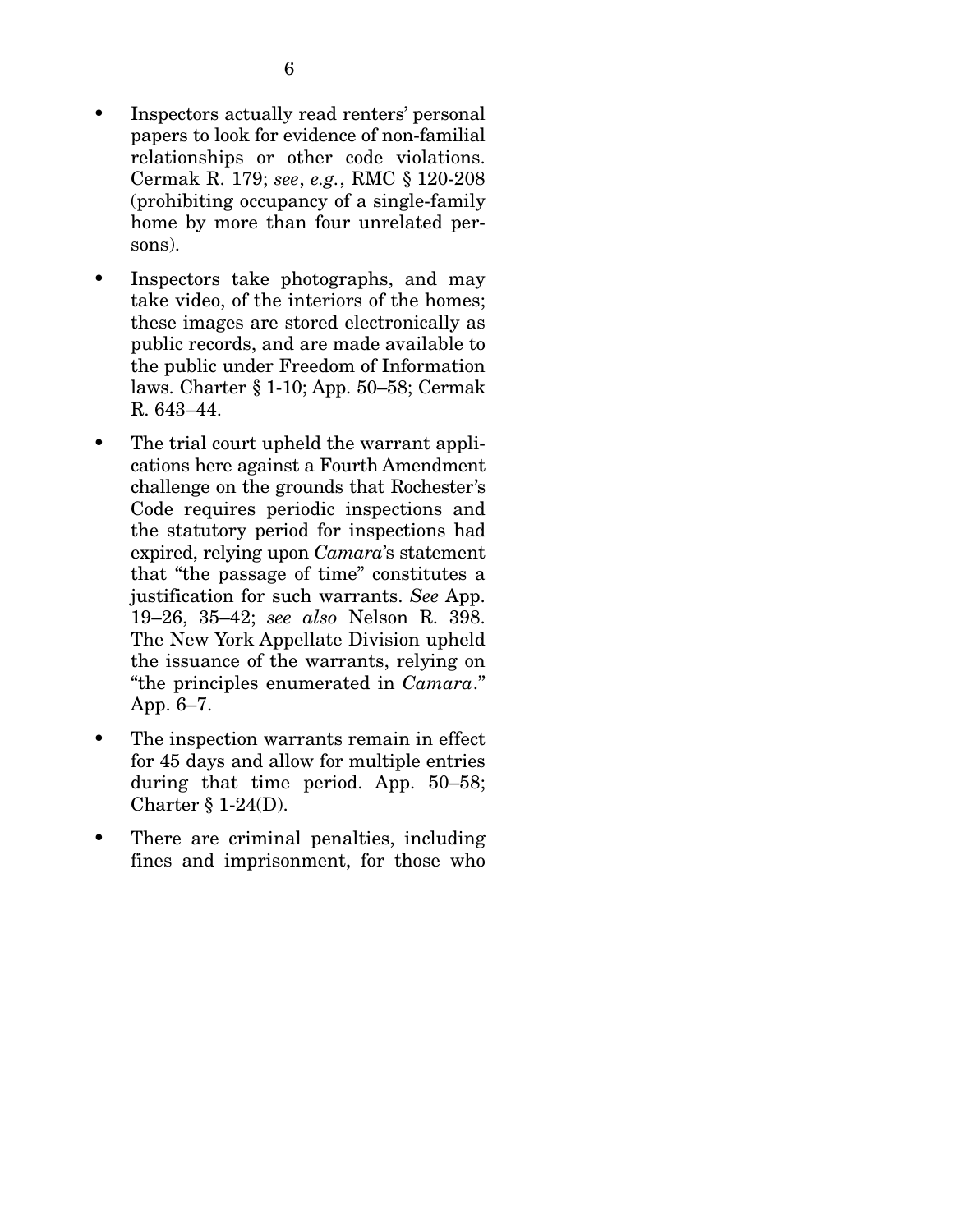- Inspectors actually read renters' personal papers to look for evidence of non-familial relationships or other code violations. Cermak R. 179; *see*, *e.g.*, RMC § 120-208 (prohibiting occupancy of a single-family home by more than four unrelated persons).

- Inspectors take photographs, and may take video, of the interiors of the homes; these images are stored electronically as public records, and are made available to the public under Freedom of Information laws. Charter § 1-10; App. 50–58; Cermak R. 643–44.

- The trial court upheld the warrant applications here against a Fourth Amendment challenge on the grounds that Rochester's Code requires periodic inspections and the statutory period for inspections had expired, relying upon *Camara*'s statement that "the passage of time" constitutes a justification for such warrants. *See* App. 19–26, 35–42; *see also* Nelson R. 398. The New York Appellate Division upheld the issuance of the warrants, relying on "the principles enumerated in *Camara*." App. 6–7.

- The inspection warrants remain in effect for 45 days and allow for multiple entries during that time period. App. 50–58; Charter § 1-24(D).

- There are criminal penalties, including fines and imprisonment, for those who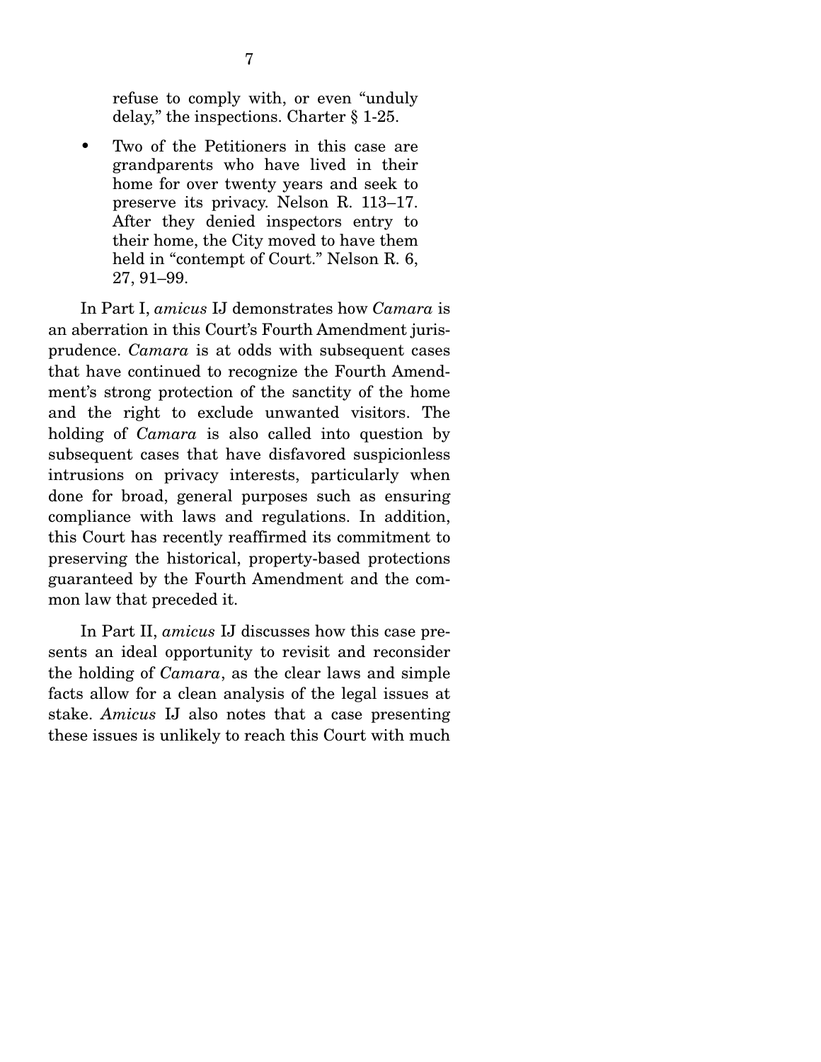refuse to comply with, or even "unduly delay," the inspections. Charter § 1-25.

- Two of the Petitioners in this case are grandparents who have lived in their home for over twenty years and seek to preserve its privacy. Nelson R. 113–17. After they denied inspectors entry to their home, the City moved to have them held in "contempt of Court." Nelson R. 6, 27, 91–99.

In Part I, *amicus* IJ demonstrates how *Camara* is an aberration in this Court's Fourth Amendment jurisprudence. *Camara* is at odds with subsequent cases that have continued to recognize the Fourth Amendment's strong protection of the sanctity of the home and the right to exclude unwanted visitors. The holding of *Camara* is also called into question by subsequent cases that have disfavored suspicionless intrusions on privacy interests, particularly when done for broad, general purposes such as ensuring compliance with laws and regulations. In addition, this Court has recently reaffirmed its commitment to preserving the historical, property-based protections guaranteed by the Fourth Amendment and the common law that preceded it.

In Part II, *amicus* IJ discusses how this case presents an ideal opportunity to revisit and reconsider the holding of *Camara*, as the clear laws and simple facts allow for a clean analysis of the legal issues at stake. *Amicus* IJ also notes that a case presenting these issues is unlikely to reach this Court with much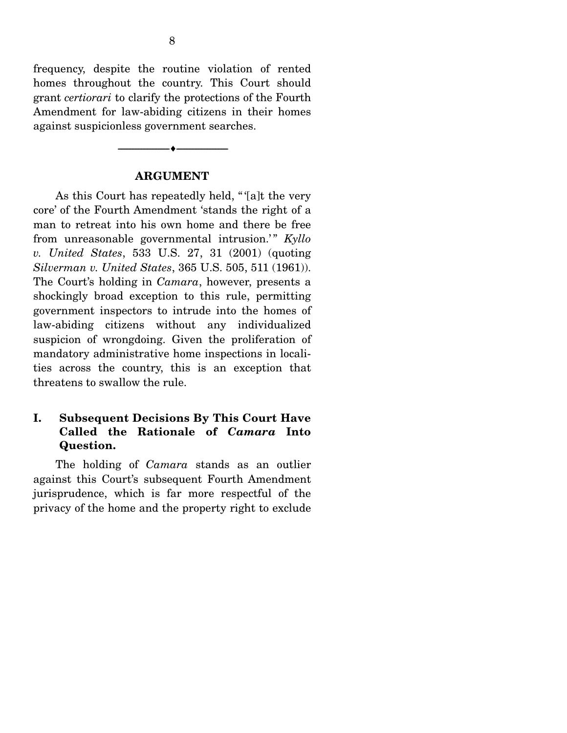frequency, despite the routine violation of rented homes throughout the country. This Court should grant *certiorari* to clarify the protections of the Fourth Amendment for law-abiding citizens in their homes against suspicionless government searches.

---

## ARGUMENT

As this Court has repeatedly held, "'[a]t the very core' of the Fourth Amendment 'stands the right of a man to retreat into his own home and there be free from unreasonable governmental intrusion.'" *Kyllo v. United States*, 533 U.S. 27, 31 (2001) (quoting *Silverman v. United States*, 365 U.S. 505, 511 (1961)). The Court's holding in *Camara*, however, presents a shockingly broad exception to this rule, permitting government inspectors to intrude into the homes of law-abiding citizens without any individualized suspicion of wrongdoing. Given the proliferation of mandatory administrative home inspections in localities across the country, this is an exception that threatens to swallow the rule.

### I. Subsequent Decisions By This Court Have Called the Rationale of *Camara* Into Question.

The holding of *Camara* stands as an outlier against this Court's subsequent Fourth Amendment jurisprudence, which is far more respectful of the privacy of the home and the property right to exclude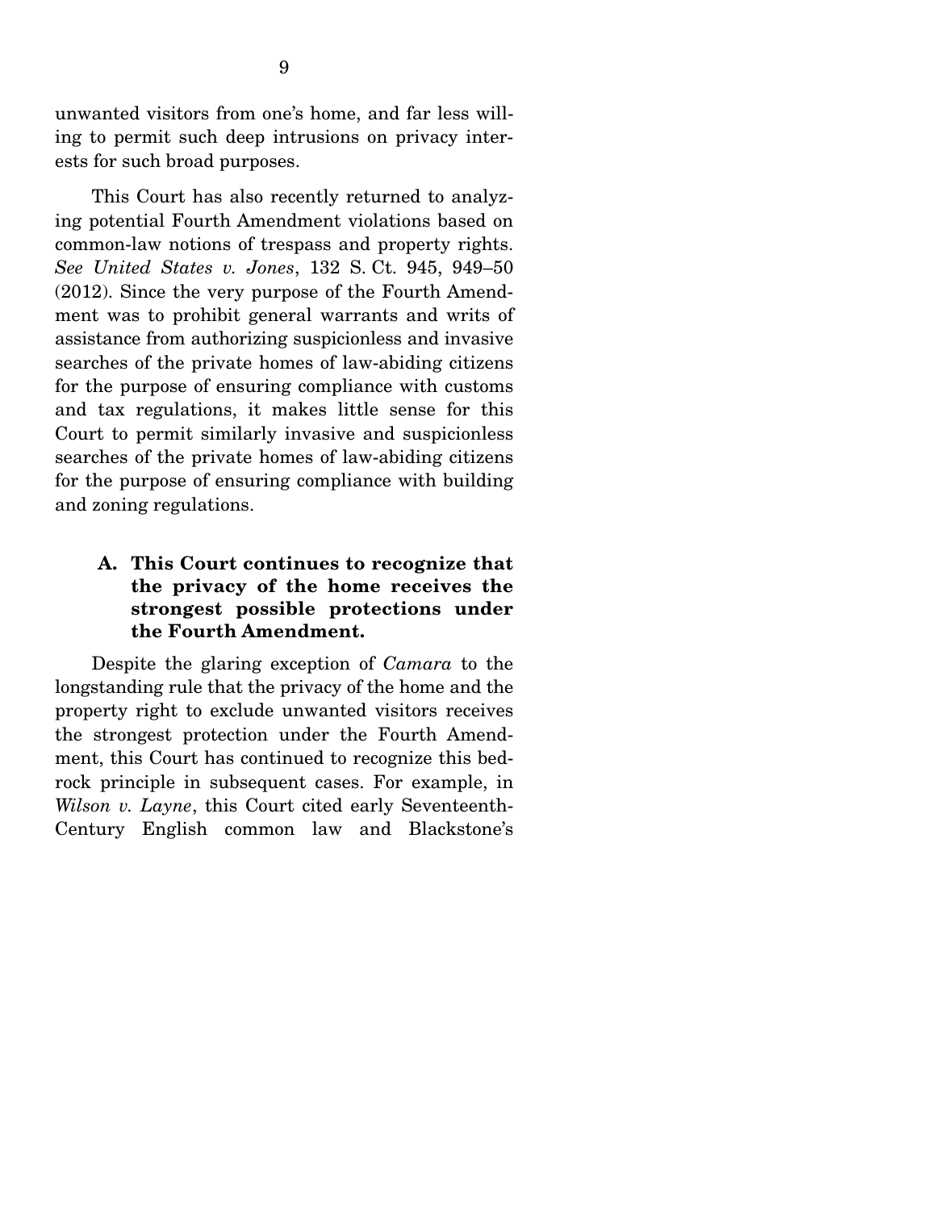unwanted visitors from one's home, and far less willing to permit such deep intrusions on privacy interests for such broad purposes.

This Court has also recently returned to analyzing potential Fourth Amendment violations based on common-law notions of trespass and property rights. *See United States v. Jones*, 132 S. Ct. 945, 949–50 (2012). Since the very purpose of the Fourth Amendment was to prohibit general warrants and writs of assistance from authorizing suspicionless and invasive searches of the private homes of law-abiding citizens for the purpose of ensuring compliance with customs and tax regulations, it makes little sense for this Court to permit similarly invasive and suspicionless searches of the private homes of law-abiding citizens for the purpose of ensuring compliance with building and zoning regulations.

### A. This Court continues to recognize that the privacy of the home receives the strongest possible protections under the Fourth Amendment.

Despite the glaring exception of *Camara* to the longstanding rule that the privacy of the home and the property right to exclude unwanted visitors receives the strongest protection under the Fourth Amendment, this Court has continued to recognize this bedrock principle in subsequent cases. For example, in *Wilson v. Layne*, this Court cited early Seventeenth-Century English common law and Blackstone's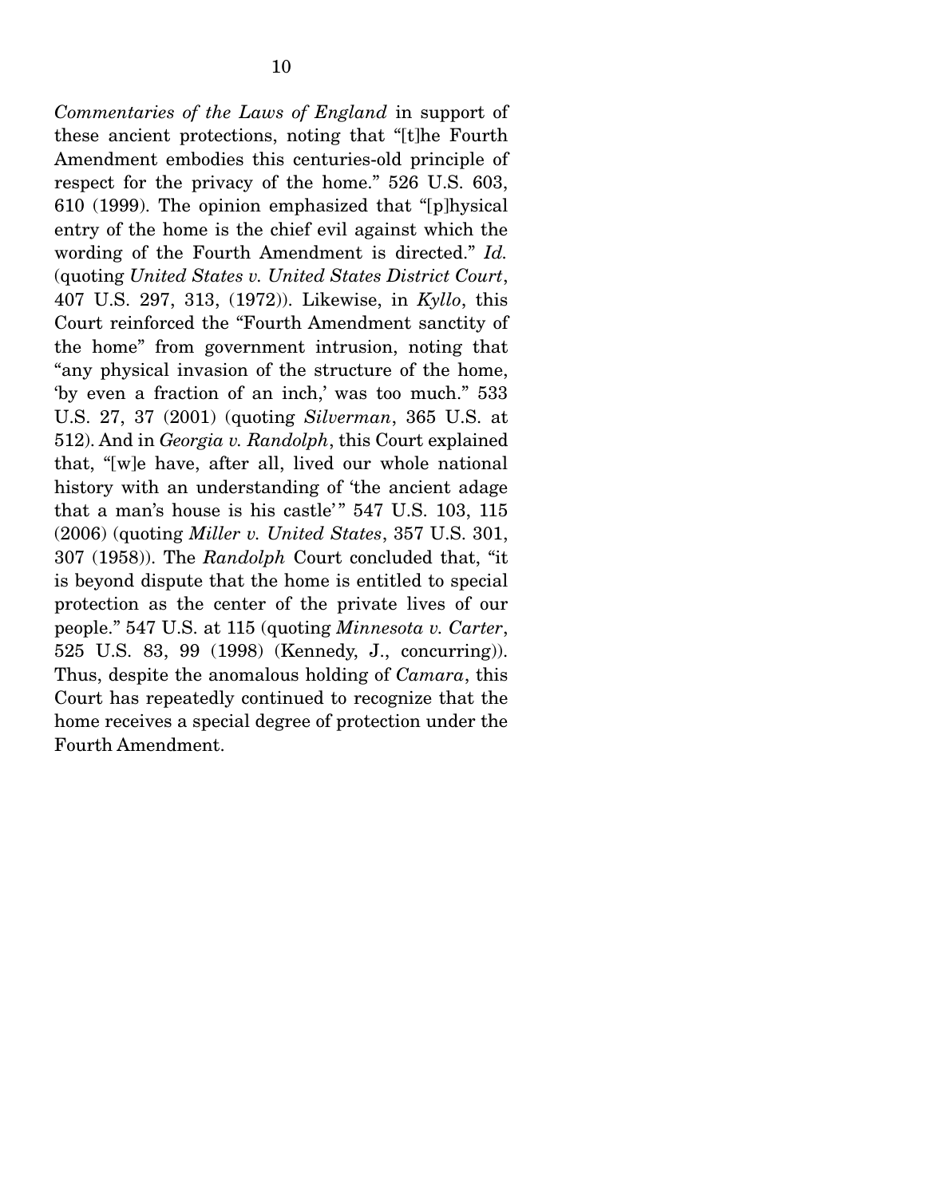*Commentaries of the Laws of England* in support of these ancient protections, noting that "[t]he Fourth Amendment embodies this centuries-old principle of respect for the privacy of the home." 526 U.S. 603, 610 (1999). The opinion emphasized that "[p]hysical entry of the home is the chief evil against which the wording of the Fourth Amendment is directed." *Id.* (quoting *United States v. United States District Court*, 407 U.S. 297, 313, (1972)). Likewise, in *Kyllo*, this Court reinforced the "Fourth Amendment sanctity of the home" from government intrusion, noting that "any physical invasion of the structure of the home, 'by even a fraction of an inch,' was too much." 533 U.S. 27, 37 (2001) (quoting *Silverman*, 365 U.S. at 512). And in *Georgia v. Randolph*, this Court explained that, "[w]e have, after all, lived our whole national history with an understanding of 'the ancient adage that a man's house is his castle'" 547 U.S. 103, 115 (2006) (quoting *Miller v. United States*, 357 U.S. 301, 307 (1958)). The *Randolph* Court concluded that, "it is beyond dispute that the home is entitled to special protection as the center of the private lives of our people." 547 U.S. at 115 (quoting *Minnesota v. Carter*, 525 U.S. 83, 99 (1998) (Kennedy, J., concurring)). Thus, despite the anomalous holding of *Camara*, this Court has repeatedly continued to recognize that the home receives a special degree of protection under the Fourth Amendment.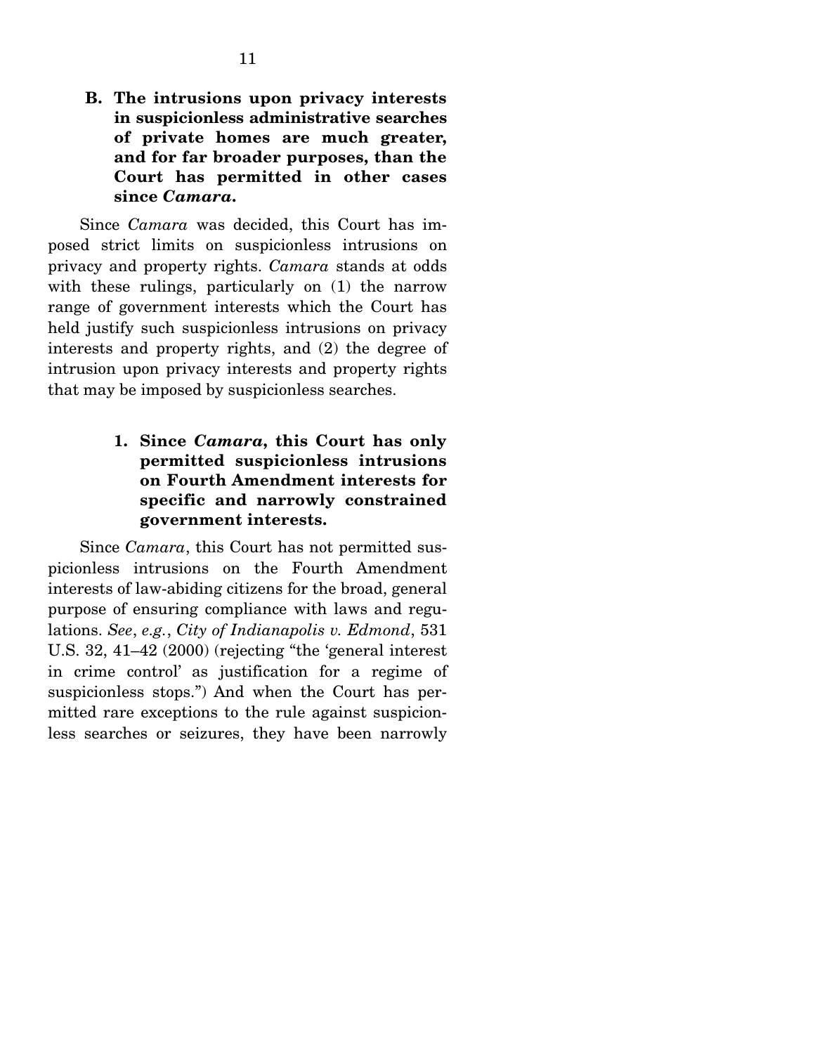### B. The intrusions upon privacy interests in suspicionless administrative searches of private homes are much greater, and for far broader purposes, than the Court has permitted in other cases since *Camara*.

Since *Camara* was decided, this Court has imposed strict limits on suspicionless intrusions on privacy and property rights. *Camara* stands at odds with these rulings, particularly on (1) the narrow range of government interests which the Court has held justify such suspicionless intrusions on privacy interests and property rights, and (2) the degree of intrusion upon privacy interests and property rights that may be imposed by suspicionless searches.

#### 1. Since *Camara*, this Court has only permitted suspicionless intrusions on Fourth Amendment interests for specific and narrowly constrained government interests.

Since *Camara*, this Court has not permitted suspicionless intrusions on the Fourth Amendment interests of law-abiding citizens for the broad, general purpose of ensuring compliance with laws and regulations. *See*, *e.g.*, *City of Indianapolis v. Edmond*, 531 U.S. 32, 41–42 (2000) (rejecting "the 'general interest in crime control' as justification for a regime of suspicionless stops.") And when the Court has permitted rare exceptions to the rule against suspicionless searches or seizures, they have been narrowly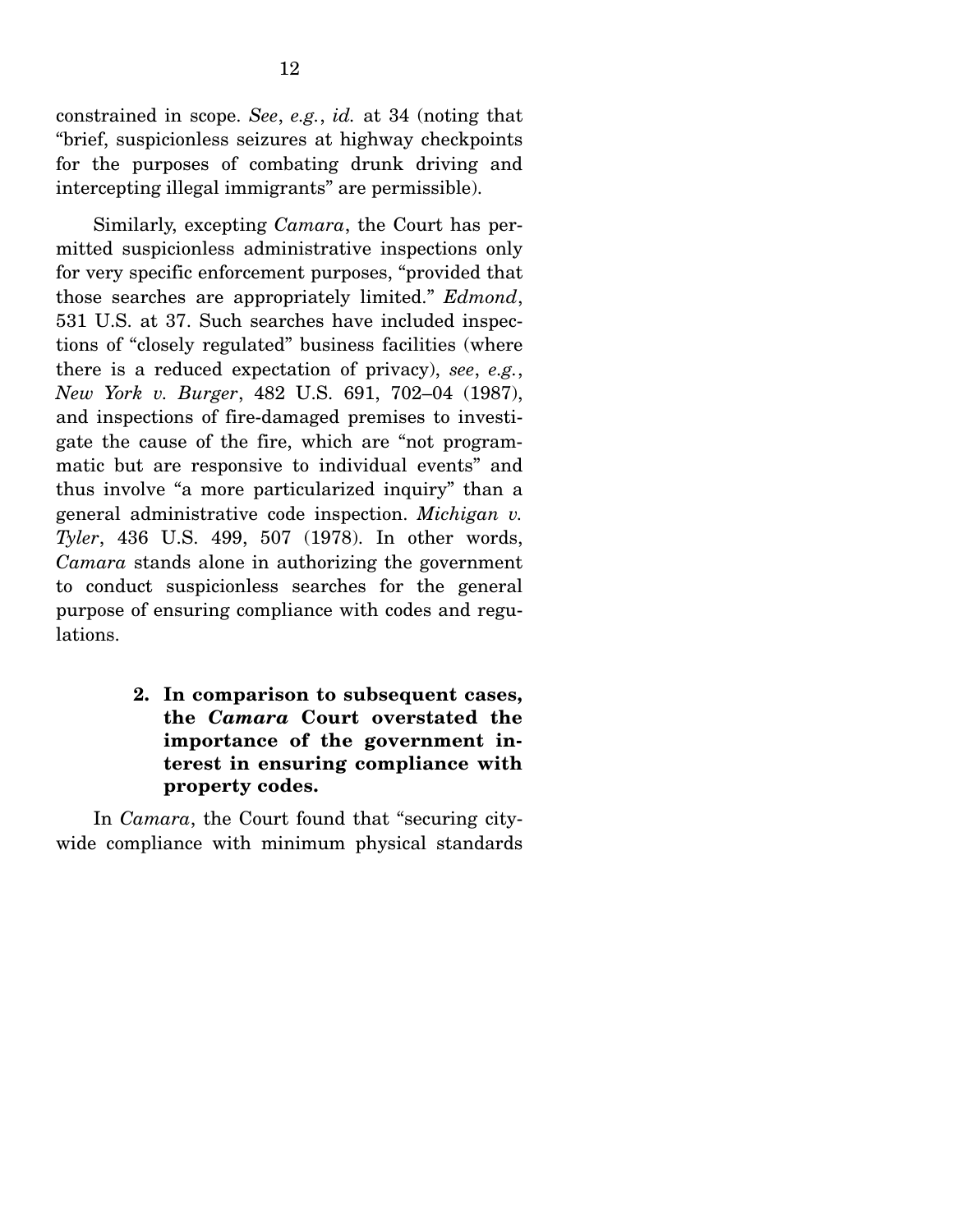constrained in scope. *See*, *e.g.*, *id.* at 34 (noting that "brief, suspicionless seizures at highway checkpoints for the purposes of combating drunk driving and intercepting illegal immigrants" are permissible).

Similarly, excepting *Camara*, the Court has permitted suspicionless administrative inspections only for very specific enforcement purposes, "provided that those searches are appropriately limited." *Edmond*, 531 U.S. at 37. Such searches have included inspections of "closely regulated" business facilities (where there is a reduced expectation of privacy), *see*, *e.g.*, *New York v. Burger*, 482 U.S. 691, 702–04 (1987), and inspections of fire-damaged premises to investigate the cause of the fire, which are "not programmatic but are responsive to individual events" and thus involve "a more particularized inquiry" than a general administrative code inspection. *Michigan v. Tyler*, 436 U.S. 499, 507 (1978). In other words, *Camara* stands alone in authorizing the government to conduct suspicionless searches for the general purpose of ensuring compliance with codes and regulations.

#### 2. In comparison to subsequent cases, the *Camara* Court overstated the importance of the government interest in ensuring compliance with property codes.

In *Camara*, the Court found that "securing city-wide compliance with minimum physical standards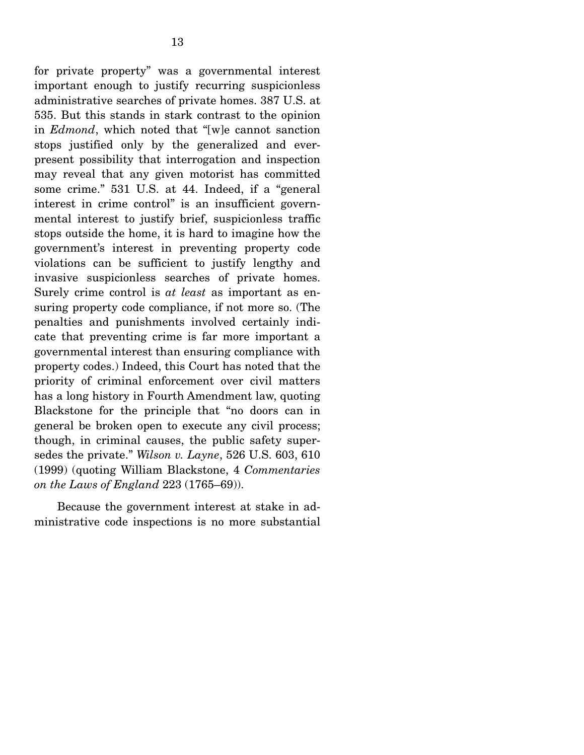for private property" was a governmental interest important enough to justify recurring suspicionless administrative searches of private homes. 387 U.S. at 535. But this stands in stark contrast to the opinion in *Edmond*, which noted that "[w]e cannot sanction stops justified only by the generalized and ever-present possibility that interrogation and inspection may reveal that any given motorist has committed some crime." 531 U.S. at 44. Indeed, if a "general interest in crime control" is an insufficient governmental interest to justify brief, suspicionless traffic stops outside the home, it is hard to imagine how the government's interest in preventing property code violations can be sufficient to justify lengthy and invasive suspicionless searches of private homes. Surely crime control is *at least* as important as ensuring property code compliance, if not more so. (The penalties and punishments involved certainly indicate that preventing crime is far more important a governmental interest than ensuring compliance with property codes.) Indeed, this Court has noted that the priority of criminal enforcement over civil matters has a long history in Fourth Amendment law, quoting Blackstone for the principle that "no doors can in general be broken open to execute any civil process; though, in criminal causes, the public safety supersedes the private." *Wilson v. Layne*, 526 U.S. 603, 610 (1999) (quoting William Blackstone, 4 *Commentaries on the Laws of England* 223 (1765–69)).

Because the government interest at stake in administrative code inspections is no more substantial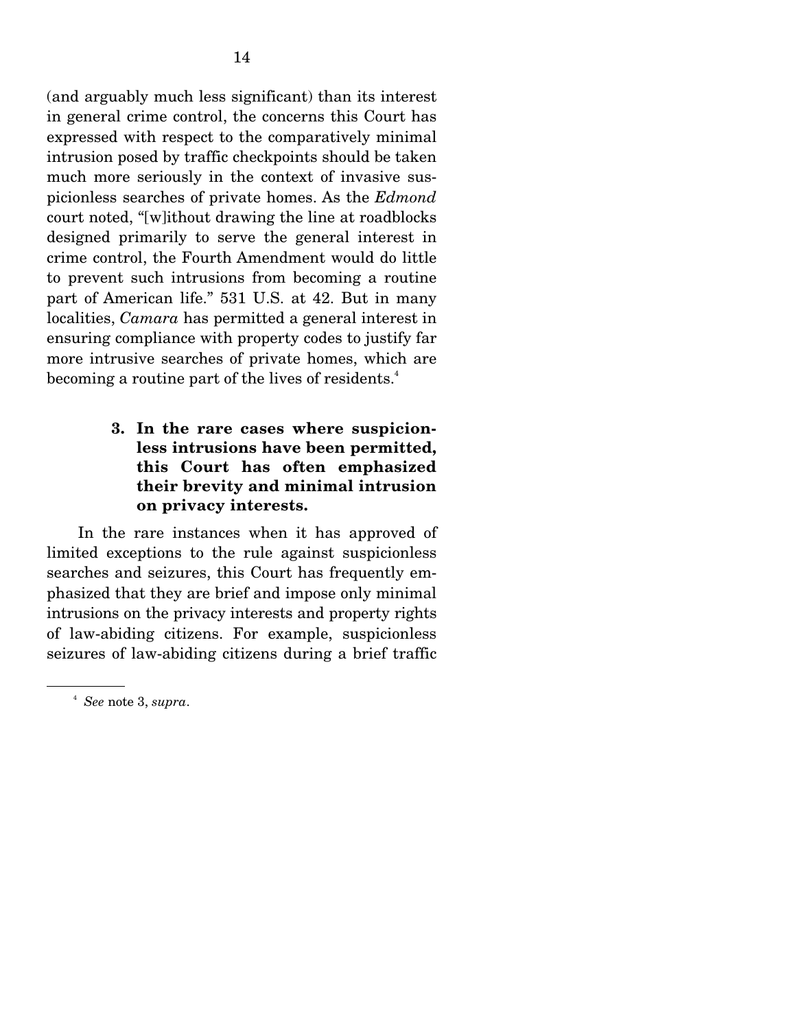(and arguably much less significant) than its interest in general crime control, the concerns this Court has expressed with respect to the comparatively minimal intrusion posed by traffic checkpoints should be taken much more seriously in the context of invasive suspicionless searches of private homes. As the *Edmond* court noted, "[w]ithout drawing the line at roadblocks designed primarily to serve the general interest in crime control, the Fourth Amendment would do little to prevent such intrusions from becoming a routine part of American life." 531 U.S. at 42. But in many localities, *Camara* has permitted a general interest in ensuring compliance with property codes to justify far more intrusive searches of private homes, which are becoming a routine part of the lives of residents.[4]

#### 3. In the rare cases where suspicionless intrusions have been permitted, this Court has often emphasized their brevity and minimal intrusion on privacy interests.

In the rare instances when it has approved of limited exceptions to the rule against suspicionless searches and seizures, this Court has frequently emphasized that they are brief and impose only minimal intrusions on the privacy interests and property rights of law-abiding citizens. For example, suspicionless seizures of law-abiding citizens during a brief traffic

[4] *See* note 3, *supra*.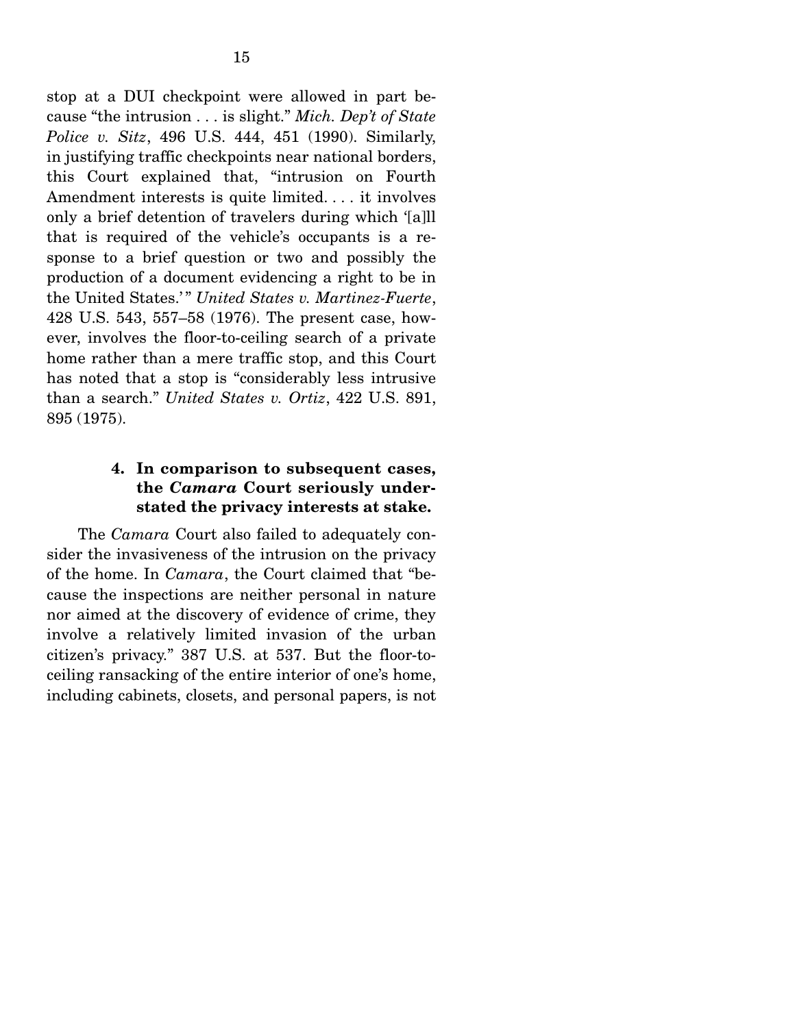stop at a DUI checkpoint were allowed in part because "the intrusion . . . is slight." *Mich. Dep't of State Police v. Sitz*, 496 U.S. 444, 451 (1990). Similarly, in justifying traffic checkpoints near national borders, this Court explained that, "intrusion on Fourth Amendment interests is quite limited. . . . it involves only a brief detention of travelers during which '[a]ll that is required of the vehicle's occupants is a response to a brief question or two and possibly the production of a document evidencing a right to be in the United States.'" *United States v. Martinez-Fuerte*, 428 U.S. 543, 557–58 (1976). The present case, however, involves the floor-to-ceiling search of a private home rather than a mere traffic stop, and this Court has noted that a stop is "considerably less intrusive than a search." *United States v. Ortiz*, 422 U.S. 891, 895 (1975).

#### 4. In comparison to subsequent cases, the *Camara* Court seriously understated the privacy interests at stake.

The *Camara* Court also failed to adequately consider the invasiveness of the intrusion on the privacy of the home. In *Camara*, the Court claimed that "because the inspections are neither personal in nature nor aimed at the discovery of evidence of crime, they involve a relatively limited invasion of the urban citizen's privacy." 387 U.S. at 537. But the floor-to-ceiling ransacking of the entire interior of one's home, including cabinets, closets, and personal papers, is not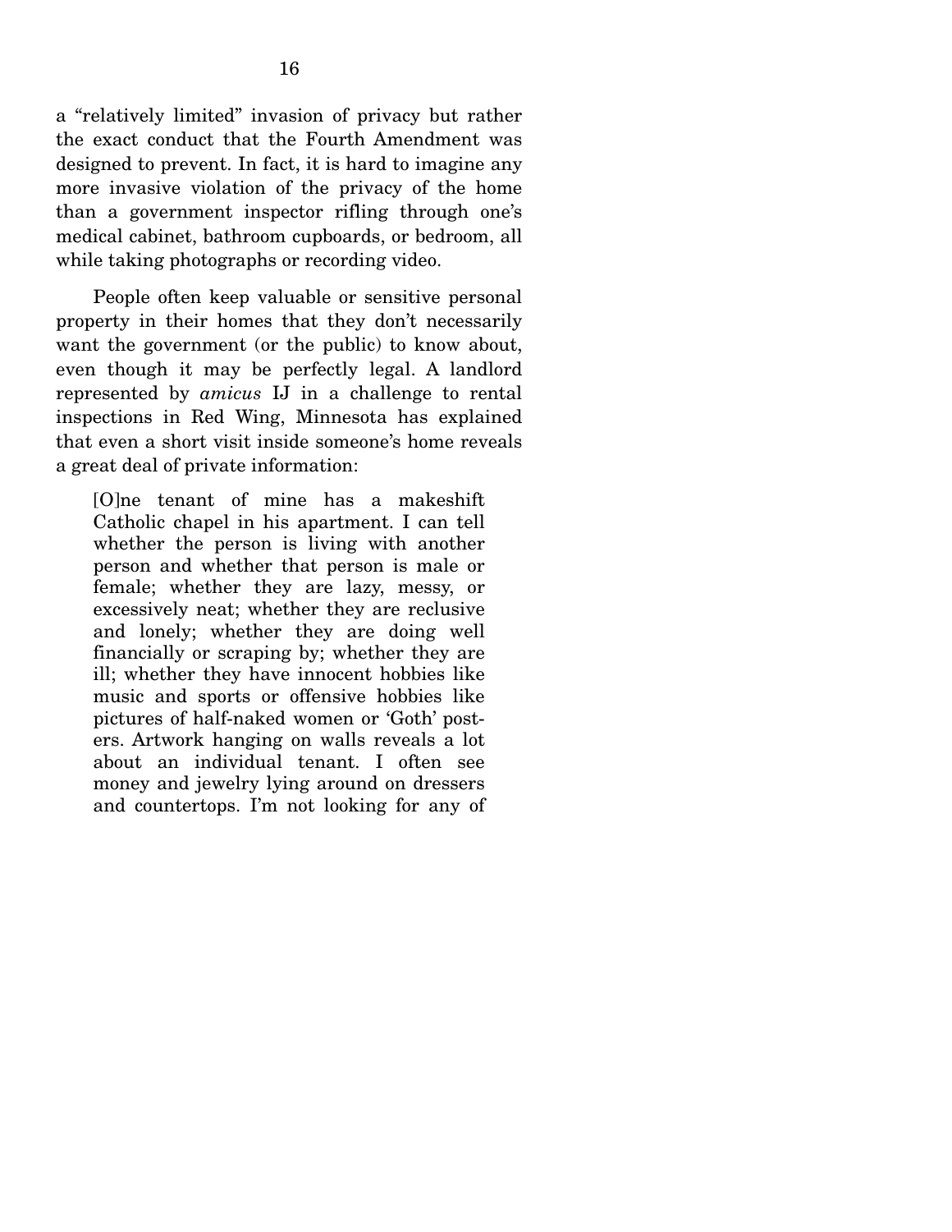a "relatively limited" invasion of privacy but rather the exact conduct that the Fourth Amendment was designed to prevent. In fact, it is hard to imagine any more invasive violation of the privacy of the home than a government inspector rifling through one's medical cabinet, bathroom cupboards, or bedroom, all while taking photographs or recording video.

People often keep valuable or sensitive personal property in their homes that they don't necessarily want the government (or the public) to know about, even though it may be perfectly legal. A landlord represented by *amicus* IJ in a challenge to rental inspections in Red Wing, Minnesota has explained that even a short visit inside someone's home reveals a great deal of private information:

> [O]ne tenant of mine has a makeshift Catholic chapel in his apartment. I can tell whether the person is living with another person and whether that person is male or female; whether they are lazy, messy, or excessively neat; whether they are reclusive and lonely; whether they are doing well financially or scraping by; whether they are ill; whether they have innocent hobbies like music and sports or offensive hobbies like pictures of half-naked women or 'Goth' posters. Artwork hanging on walls reveals a lot about an individual tenant. I often see money and jewelry lying around on dressers and countertops. I'm not looking for any of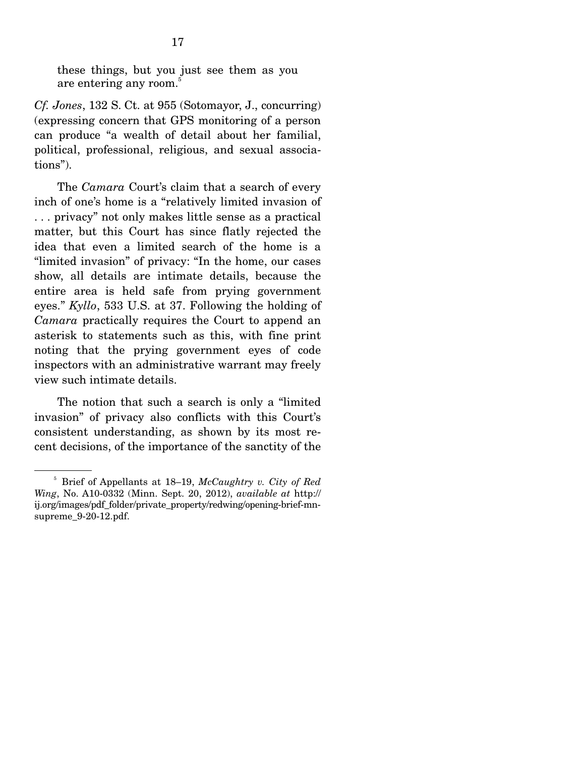> these things, but you just see them as you are entering any room.[5]

*Cf. Jones*, 132 S. Ct. at 955 (Sotomayor, J., concurring) (expressing concern that GPS monitoring of a person can produce "a wealth of detail about her familial, political, professional, religious, and sexual associations").

The *Camara* Court's claim that a search of every inch of one's home is a "relatively limited invasion of . . . privacy" not only makes little sense as a practical matter, but this Court has since flatly rejected the idea that even a limited search of the home is a "limited invasion" of privacy: "In the home, our cases show, all details are intimate details, because the entire area is held safe from prying government eyes." *Kyllo*, 533 U.S. at 37. Following the holding of *Camara* practically requires the Court to append an asterisk to statements such as this, with fine print noting that the prying government eyes of code inspectors with an administrative warrant may freely view such intimate details.

The notion that such a search is only a "limited invasion" of privacy also conflicts with this Court's consistent understanding, as shown by its most recent decisions, of the importance of the sanctity of the

---

[5] Brief of Appellants at 18–19, *McCaughtry v. City of Red Wing*, No. A10-0332 (Minn. Sept. 20, 2012), *available at* http://ij.org/images/pdf_folder/private_property/redwing/opening-brief-mn-supreme_9-20-12.pdf.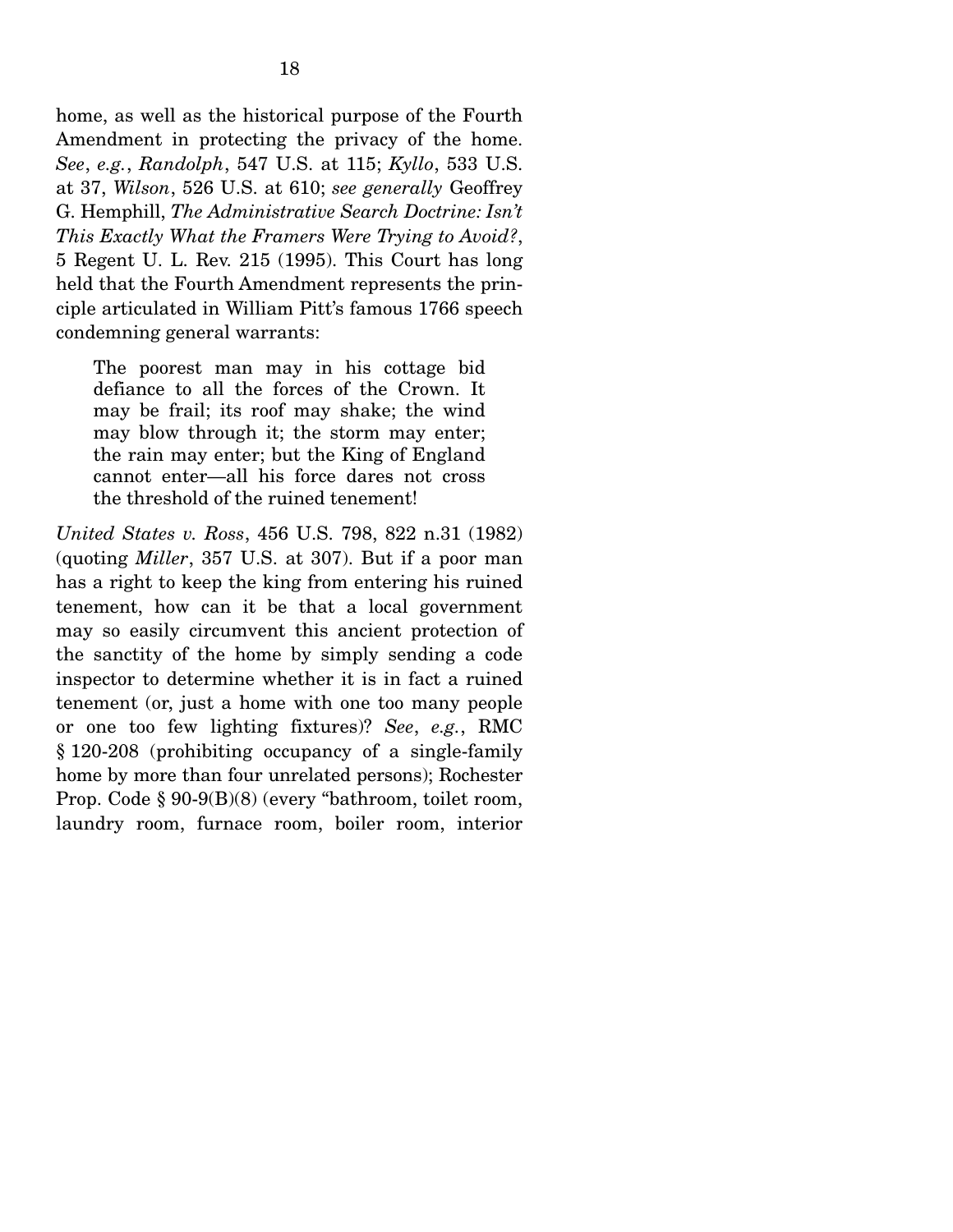home, as well as the historical purpose of the Fourth Amendment in protecting the privacy of the home. *See*, *e.g.*, *Randolph*, 547 U.S. at 115; *Kyllo*, 533 U.S. at 37, *Wilson*, 526 U.S. at 610; *see generally* Geoffrey G. Hemphill, *The Administrative Search Doctrine: Isn't This Exactly What the Framers Were Trying to Avoid?*, 5 Regent U. L. Rev. 215 (1995). This Court has long held that the Fourth Amendment represents the principle articulated in William Pitt's famous 1766 speech condemning general warrants:

> The poorest man may in his cottage bid defiance to all the forces of the Crown. It may be frail; its roof may shake; the wind may blow through it; the storm may enter; the rain may enter; but the King of England cannot enter—all his force dares not cross the threshold of the ruined tenement!

*United States v. Ross*, 456 U.S. 798, 822 n.31 (1982) (quoting *Miller*, 357 U.S. at 307). But if a poor man has a right to keep the king from entering his ruined tenement, how can it be that a local government may so easily circumvent this ancient protection of the sanctity of the home by simply sending a code inspector to determine whether it is in fact a ruined tenement (or, just a home with one too many people or one too few lighting fixtures)? *See*, *e.g.*, RMC § 120-208 (prohibiting occupancy of a single-family home by more than four unrelated persons); Rochester Prop. Code § 90-9(B)(8) (every "bathroom, toilet room, laundry room, furnace room, boiler room, interior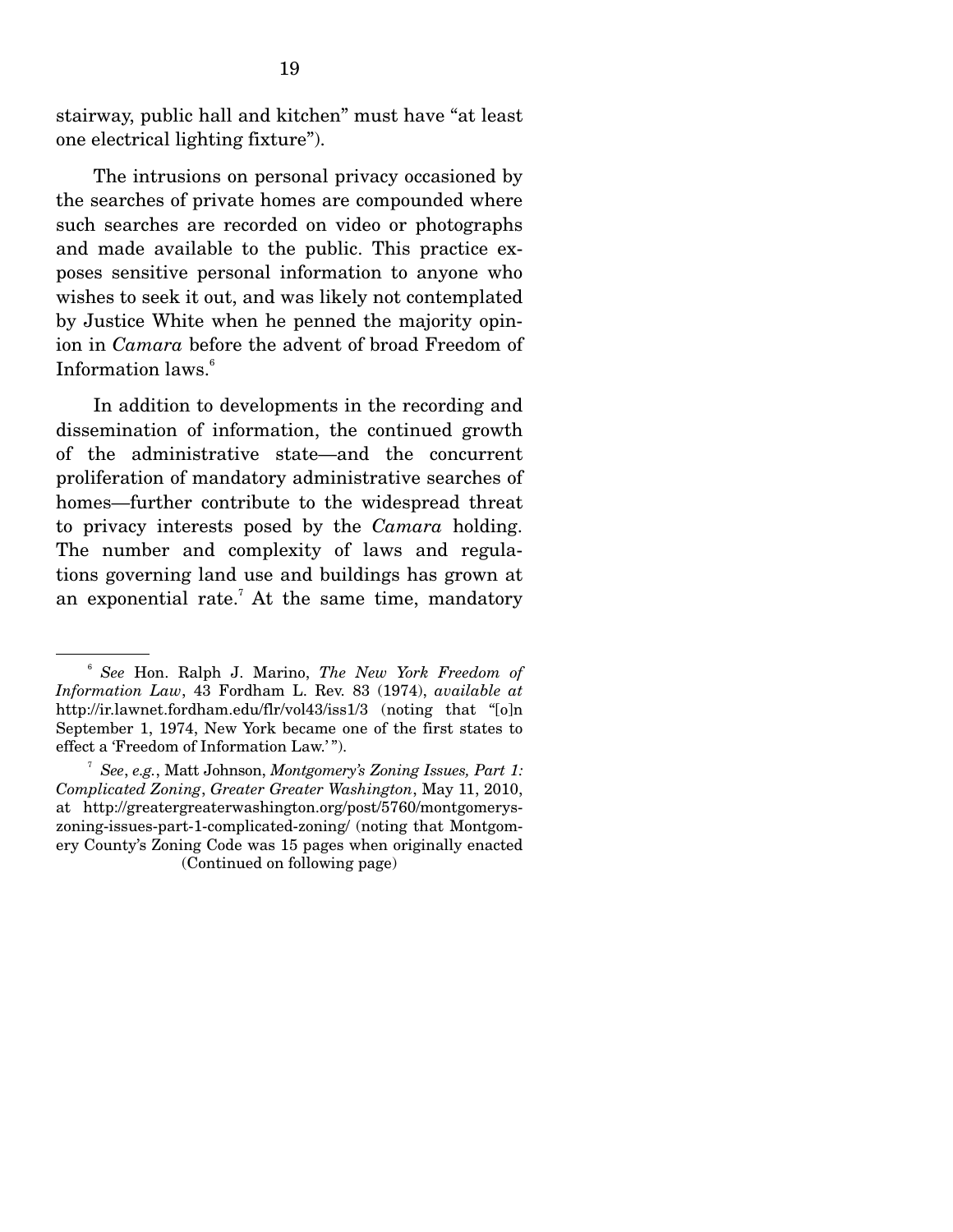stairway, public hall and kitchen" must have "at least one electrical lighting fixture").

The intrusions on personal privacy occasioned by the searches of private homes are compounded where such searches are recorded on video or photographs and made available to the public. This practice exposes sensitive personal information to anyone who wishes to seek it out, and was likely not contemplated by Justice White when he penned the majority opinion in *Camara* before the advent of broad Freedom of Information laws.[6]

In addition to developments in the recording and dissemination of information, the continued growth of the administrative state—and the concurrent proliferation of mandatory administrative searches of homes—further contribute to the widespread threat to privacy interests posed by the *Camara* holding. The number and complexity of laws and regulations governing land use and buildings has grown at an exponential rate.[7] At the same time, mandatory

---

[6] *See* Hon. Ralph J. Marino, *The New York Freedom of Information Law*, 43 Fordham L. Rev. 83 (1974), *available at* http://ir.lawnet.fordham.edu/flr/vol43/iss1/3 (noting that "[o]n September 1, 1974, New York became one of the first states to effect a 'Freedom of Information Law.'").

[7] *See*, *e.g.*, Matt Johnson, *Montgomery's Zoning Issues, Part 1: Complicated Zoning*, *Greater Greater Washington*, May 11, 2010, at http://greatergreaterwashington.org/post/5760/montgomerys-zoning-issues-part-1-complicated-zoning/ (noting that Montgomery County's Zoning Code was 15 pages when originally enacted

(Continued on following page)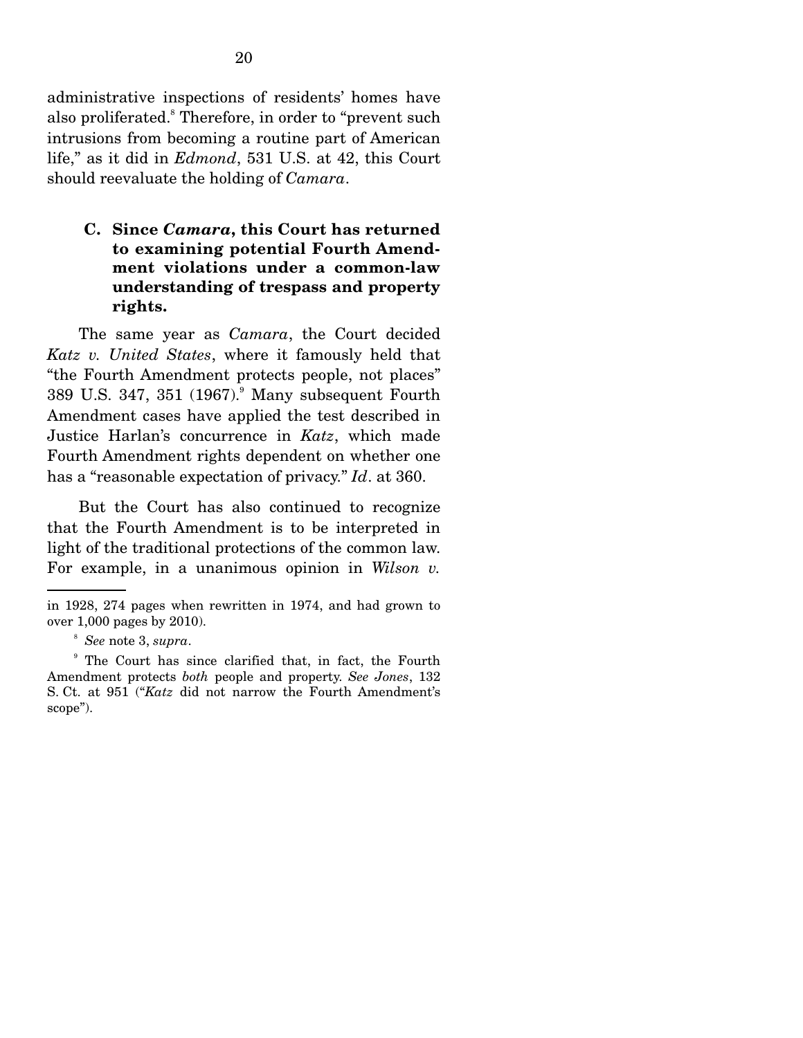administrative inspections of residents' homes have also proliferated.[8] Therefore, in order to "prevent such intrusions from becoming a routine part of American life," as it did in *Edmond*, 531 U.S. at 42, this Court should reevaluate the holding of *Camara*.

### C. Since *Camara*, this Court has returned to examining potential Fourth Amendment violations under a common-law understanding of trespass and property rights.

The same year as *Camara*, the Court decided *Katz v. United States*, where it famously held that "the Fourth Amendment protects people, not places" 389 U.S. 347, 351 (1967).[9] Many subsequent Fourth Amendment cases have applied the test described in Justice Harlan's concurrence in *Katz*, which made Fourth Amendment rights dependent on whether one has a "reasonable expectation of privacy." *Id*. at 360.

But the Court has also continued to recognize that the Fourth Amendment is to be interpreted in light of the traditional protections of the common law. For example, in a unanimous opinion in *Wilson v.*

---

in 1928, 274 pages when rewritten in 1974, and had grown to over 1,000 pages by 2010).

[8] *See* note 3, *supra*.

[9] The Court has since clarified that, in fact, the Fourth Amendment protects *both* people and property. *See Jones*, 132 S. Ct. at 951 ("*Katz* did not narrow the Fourth Amendment's scope").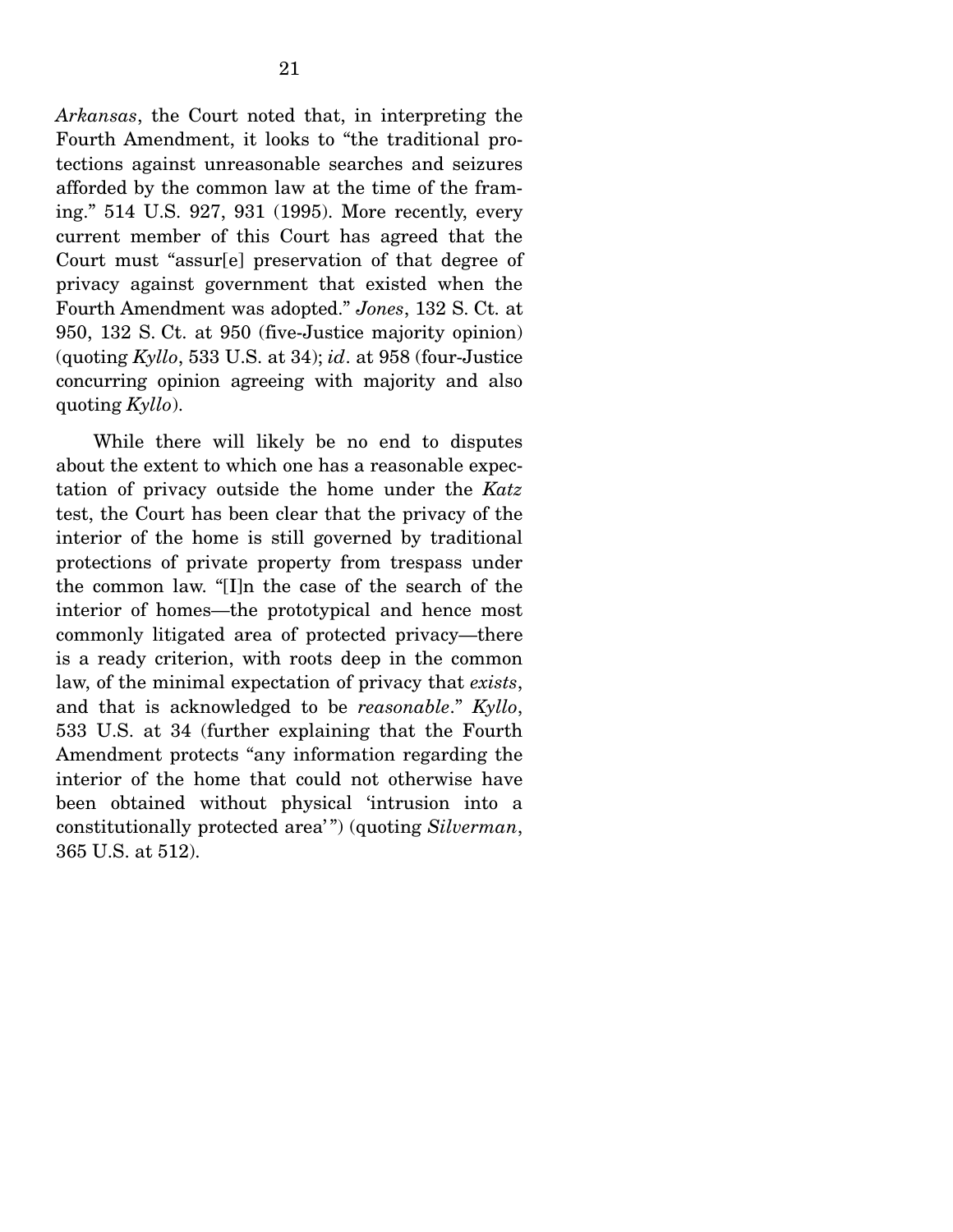*Arkansas*, the Court noted that, in interpreting the Fourth Amendment, it looks to "the traditional protections against unreasonable searches and seizures afforded by the common law at the time of the framing." 514 U.S. 927, 931 (1995). More recently, every current member of this Court has agreed that the Court must "assur[e] preservation of that degree of privacy against government that existed when the Fourth Amendment was adopted." *Jones*, 132 S. Ct. at 950, 132 S. Ct. at 950 (five-Justice majority opinion) (quoting *Kyllo*, 533 U.S. at 34); *id*. at 958 (four-Justice concurring opinion agreeing with majority and also quoting *Kyllo*).

While there will likely be no end to disputes about the extent to which one has a reasonable expectation of privacy outside the home under the *Katz* test, the Court has been clear that the privacy of the interior of the home is still governed by traditional protections of private property from trespass under the common law. "[I]n the case of the search of the interior of homes—the prototypical and hence most commonly litigated area of protected privacy—there is a ready criterion, with roots deep in the common law, of the minimal expectation of privacy that *exists*, and that is acknowledged to be *reasonable*." *Kyllo*, 533 U.S. at 34 (further explaining that the Fourth Amendment protects "any information regarding the interior of the home that could not otherwise have been obtained without physical 'intrusion into a constitutionally protected area'") (quoting *Silverman*, 365 U.S. at 512).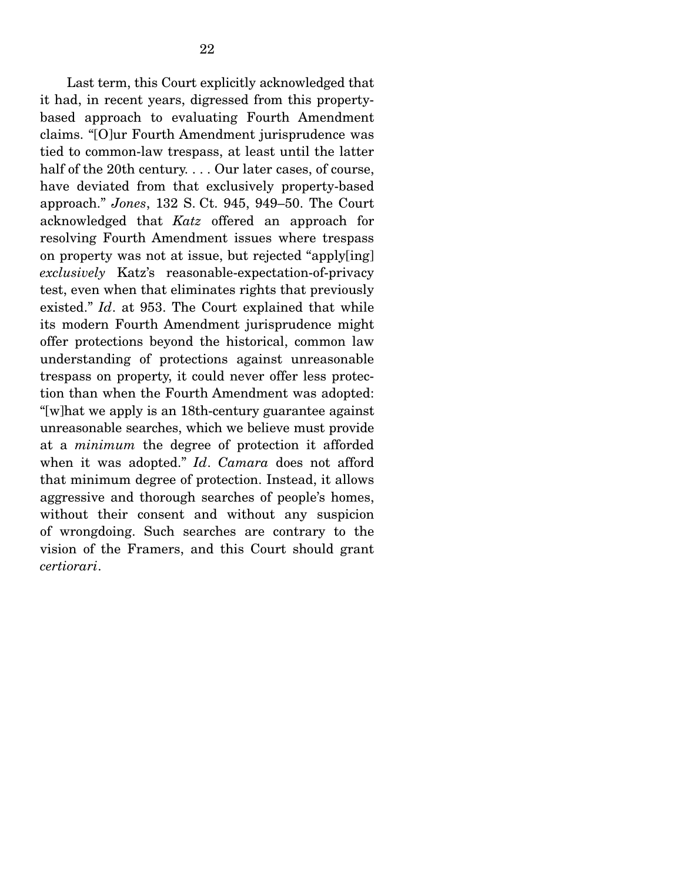Last term, this Court explicitly acknowledged that it had, in recent years, digressed from this property-based approach to evaluating Fourth Amendment claims. "[O]ur Fourth Amendment jurisprudence was tied to common-law trespass, at least until the latter half of the 20th century. . . . Our later cases, of course, have deviated from that exclusively property-based approach." *Jones*, 132 S. Ct. 945, 949–50. The Court acknowledged that *Katz* offered an approach for resolving Fourth Amendment issues where trespass on property was not at issue, but rejected "apply[ing] *exclusively* Katz's reasonable-expectation-of-privacy test, even when that eliminates rights that previously existed." *Id*. at 953. The Court explained that while its modern Fourth Amendment jurisprudence might offer protections beyond the historical, common law understanding of protections against unreasonable trespass on property, it could never offer less protection than when the Fourth Amendment was adopted: "[w]hat we apply is an 18th-century guarantee against unreasonable searches, which we believe must provide at a *minimum* the degree of protection it afforded when it was adopted." *Id*. *Camara* does not afford that minimum degree of protection. Instead, it allows aggressive and thorough searches of people's homes, without their consent and without any suspicion of wrongdoing. Such searches are contrary to the vision of the Framers, and this Court should grant *certiorari*.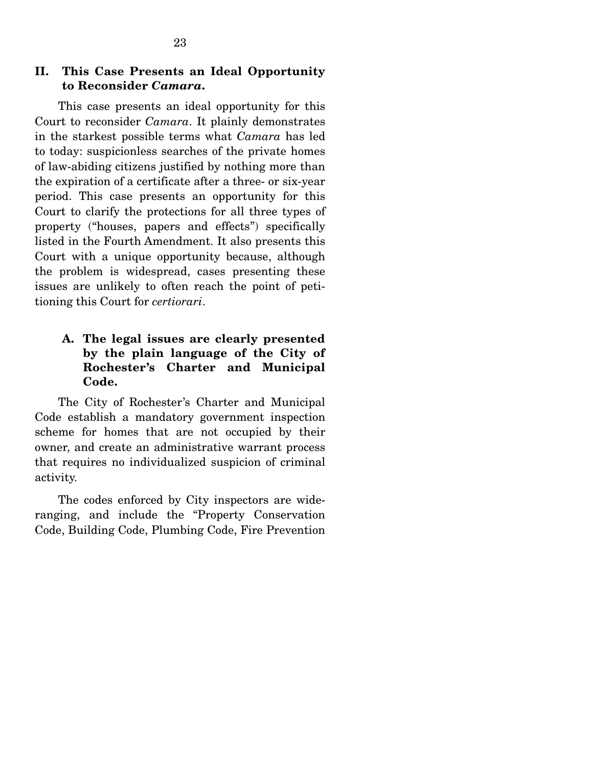## II. This Case Presents an Ideal Opportunity to Reconsider *Camara*.

This case presents an ideal opportunity for this Court to reconsider *Camara*. It plainly demonstrates in the starkest possible terms what *Camara* has led to today: suspicionless searches of the private homes of law-abiding citizens justified by nothing more than the expiration of a certificate after a three- or six-year period. This case presents an opportunity for this Court to clarify the protections for all three types of property ("houses, papers and effects") specifically listed in the Fourth Amendment. It also presents this Court with a unique opportunity because, although the problem is widespread, cases presenting these issues are unlikely to often reach the point of petitioning this Court for *certiorari*.

### A. The legal issues are clearly presented by the plain language of the City of Rochester's Charter and Municipal Code.

The City of Rochester's Charter and Municipal Code establish a mandatory government inspection scheme for homes that are not occupied by their owner, and create an administrative warrant process that requires no individualized suspicion of criminal activity.

The codes enforced by City inspectors are wide-ranging, and include the "Property Conservation Code, Building Code, Plumbing Code, Fire Prevention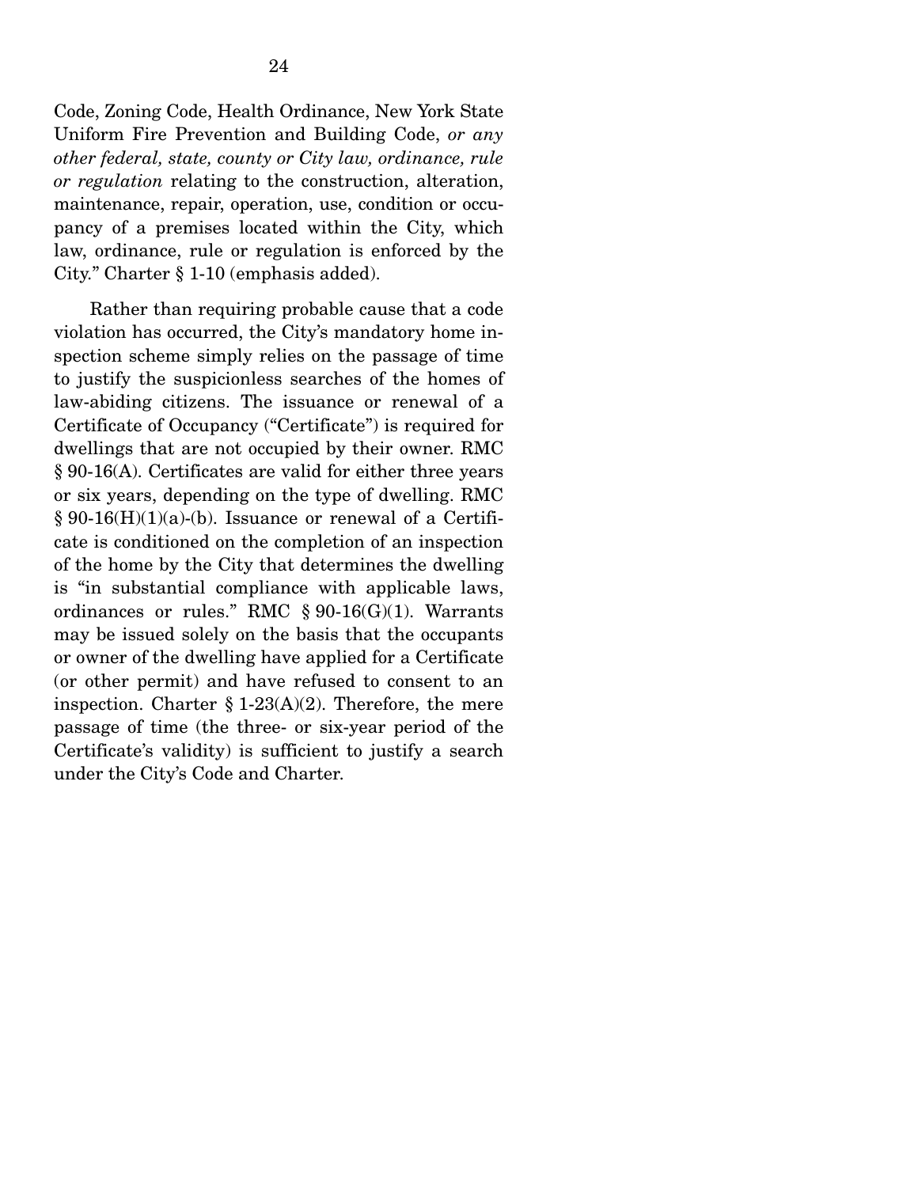Code, Zoning Code, Health Ordinance, New York State Uniform Fire Prevention and Building Code, *or any other federal, state, county or City law, ordinance, rule or regulation* relating to the construction, alteration, maintenance, repair, operation, use, condition or occupancy of a premises located within the City, which law, ordinance, rule or regulation is enforced by the City." Charter § 1-10 (emphasis added).

Rather than requiring probable cause that a code violation has occurred, the City's mandatory home inspection scheme simply relies on the passage of time to justify the suspicionless searches of the homes of law-abiding citizens. The issuance or renewal of a Certificate of Occupancy ("Certificate") is required for dwellings that are not occupied by their owner. RMC § 90-16(A). Certificates are valid for either three years or six years, depending on the type of dwelling. RMC § 90-16(H)(1)(a)-(b). Issuance or renewal of a Certificate is conditioned on the completion of an inspection of the home by the City that determines the dwelling is "in substantial compliance with applicable laws, ordinances or rules." RMC § 90-16(G)(1). Warrants may be issued solely on the basis that the occupants or owner of the dwelling have applied for a Certificate (or other permit) and have refused to consent to an inspection. Charter § 1-23(A)(2). Therefore, the mere passage of time (the three- or six-year period of the Certificate's validity) is sufficient to justify a search under the City's Code and Charter.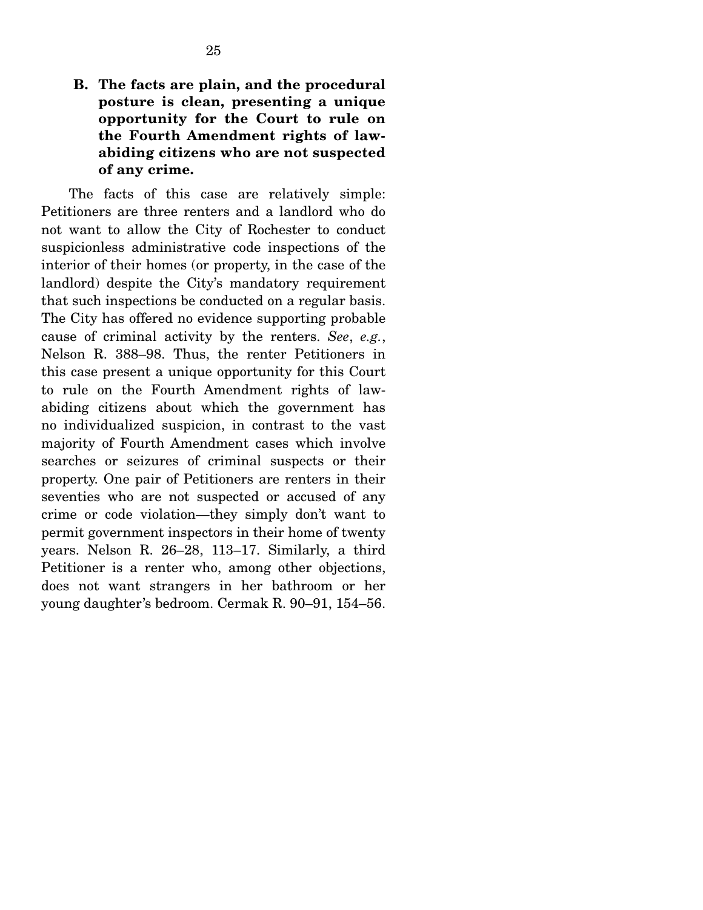### B. The facts are plain, and the procedural posture is clean, presenting a unique opportunity for the Court to rule on the Fourth Amendment rights of law-abiding citizens who are not suspected of any crime.

The facts of this case are relatively simple: Petitioners are three renters and a landlord who do not want to allow the City of Rochester to conduct suspicionless administrative code inspections of the interior of their homes (or property, in the case of the landlord) despite the City's mandatory requirement that such inspections be conducted on a regular basis. The City has offered no evidence supporting probable cause of criminal activity by the renters. *See*, *e.g.*, Nelson R. 388–98. Thus, the renter Petitioners in this case present a unique opportunity for this Court to rule on the Fourth Amendment rights of law-abiding citizens about which the government has no individualized suspicion, in contrast to the vast majority of Fourth Amendment cases which involve searches or seizures of criminal suspects or their property. One pair of Petitioners are renters in their seventies who are not suspected or accused of any crime or code violation—they simply don't want to permit government inspectors in their home of twenty years. Nelson R. 26–28, 113–17. Similarly, a third Petitioner is a renter who, among other objections, does not want strangers in her bathroom or her young daughter's bedroom. Cermak R. 90–91, 154–56.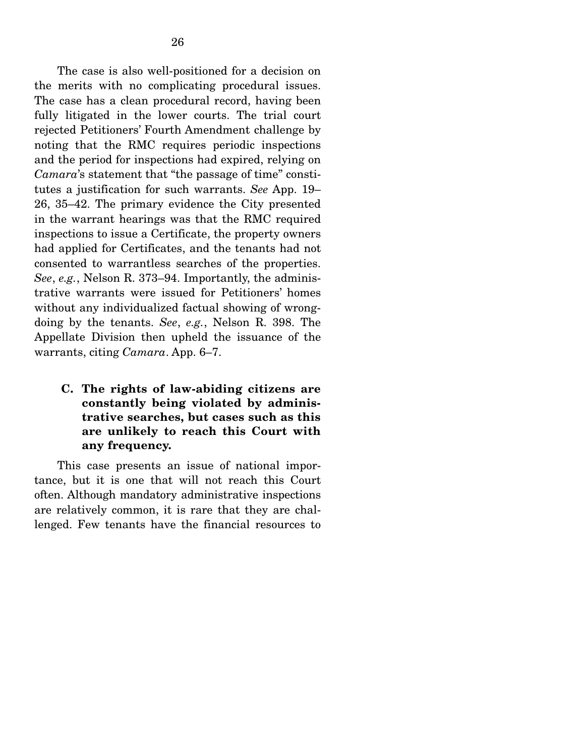The case is also well-positioned for a decision on the merits with no complicating procedural issues. The case has a clean procedural record, having been fully litigated in the lower courts. The trial court rejected Petitioners' Fourth Amendment challenge by noting that the RMC requires periodic inspections and the period for inspections had expired, relying on *Camara*'s statement that "the passage of time" constitutes a justification for such warrants. *See* App. 19–26, 35–42. The primary evidence the City presented in the warrant hearings was that the RMC required inspections to issue a Certificate, the property owners had applied for Certificates, and the tenants had not consented to warrantless searches of the properties. *See*, *e.g.*, Nelson R. 373–94. Importantly, the administrative warrants were issued for Petitioners' homes without any individualized factual showing of wrongdoing by the tenants. *See*, *e.g.*, Nelson R. 398. The Appellate Division then upheld the issuance of the warrants, citing *Camara*. App. 6–7.

### C. The rights of law-abiding citizens are constantly being violated by administrative searches, but cases such as this are unlikely to reach this Court with any frequency.

This case presents an issue of national importance, but it is one that will not reach this Court often. Although mandatory administrative inspections are relatively common, it is rare that they are challenged. Few tenants have the financial resources to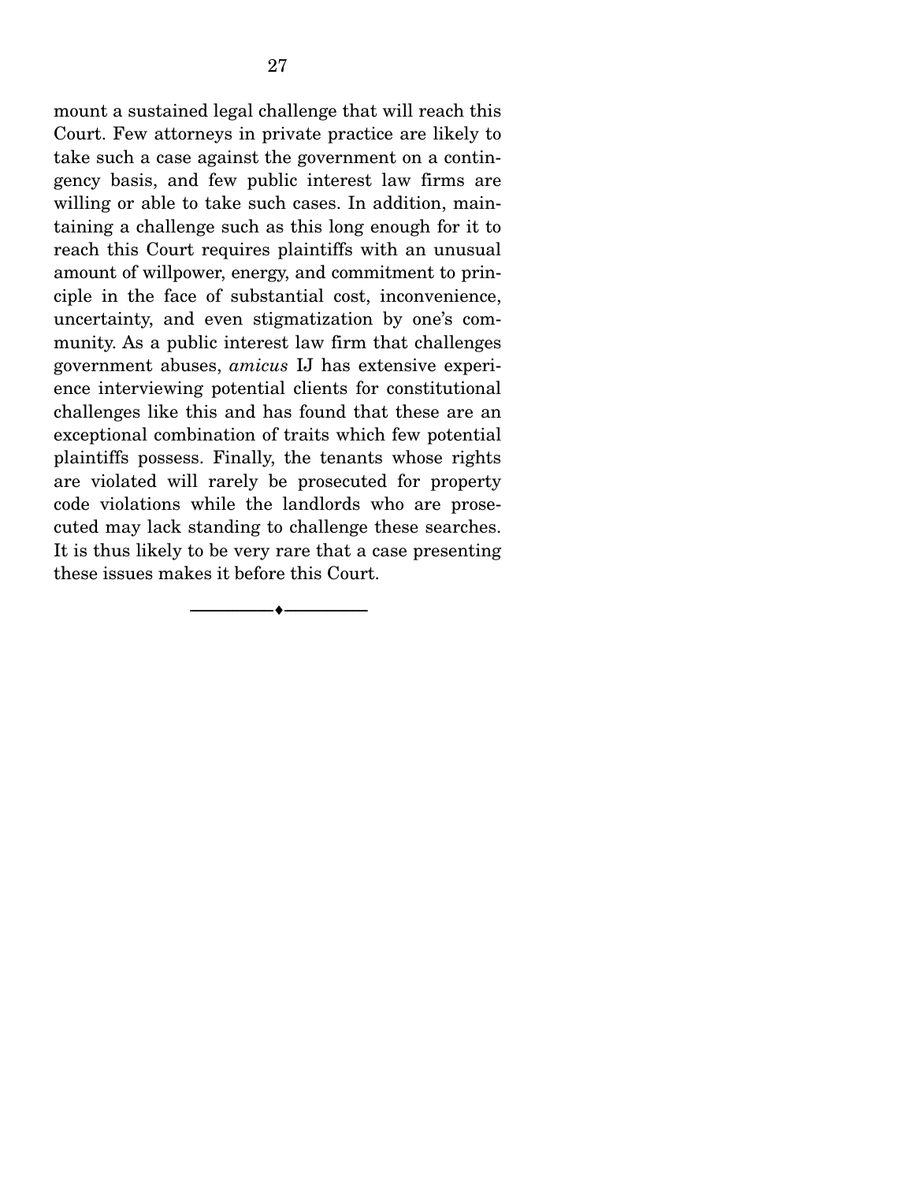mount a sustained legal challenge that will reach this Court. Few attorneys in private practice are likely to take such a case against the government on a contingency basis, and few public interest law firms are willing or able to take such cases. In addition, maintaining a challenge such as this long enough for it to reach this Court requires plaintiffs with an unusual amount of willpower, energy, and commitment to principle in the face of substantial cost, inconvenience, uncertainty, and even stigmatization by one's community. As a public interest law firm that challenges government abuses, *amicus* IJ has extensive experience interviewing potential clients for constitutional challenges like this and has found that these are an exceptional combination of traits which few potential plaintiffs possess. Finally, the tenants whose rights are violated will rarely be prosecuted for property code violations while the landlords who are prosecuted may lack standing to challenge these searches. It is thus likely to be very rare that a case presenting these issues makes it before this Court.

---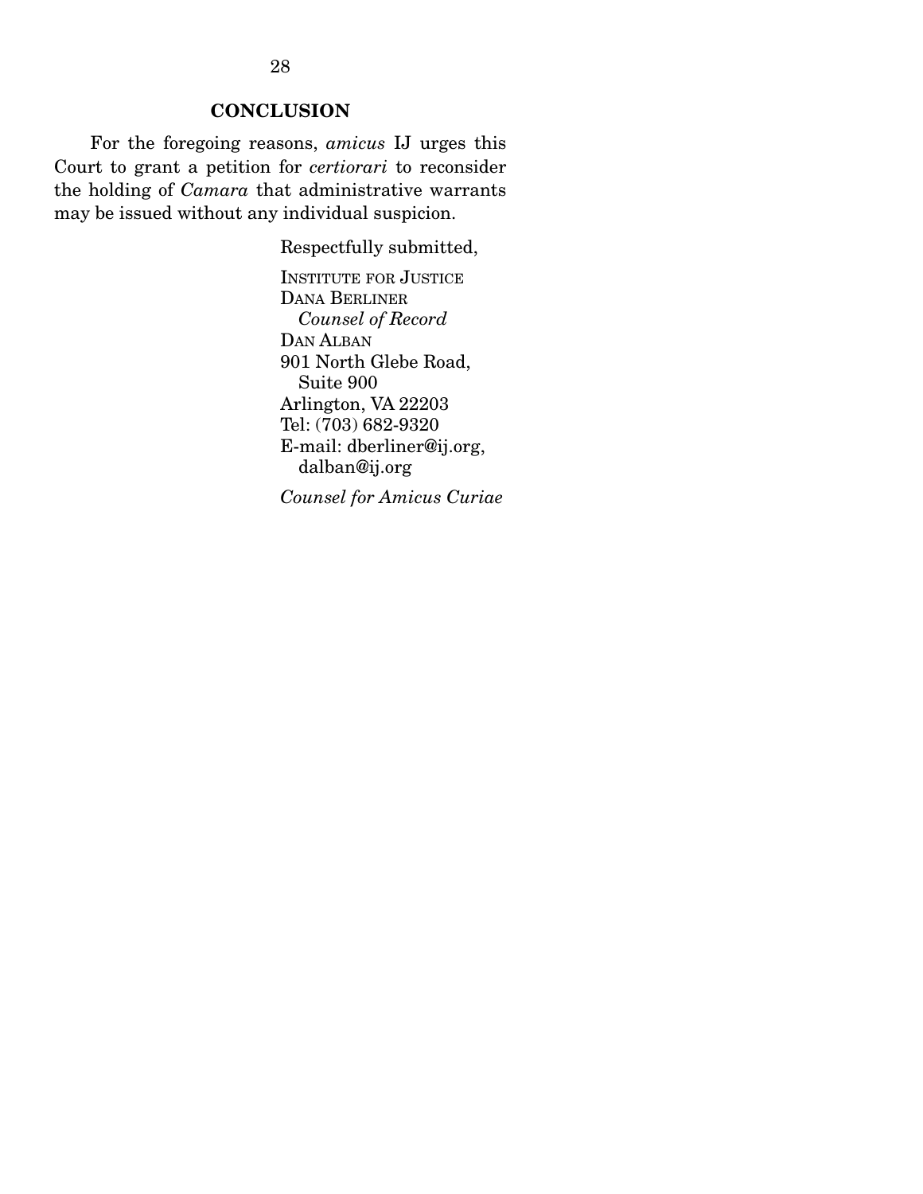## CONCLUSION

For the foregoing reasons, *amicus* IJ urges this Court to grant a petition for *certiorari* to reconsider the holding of *Camara* that administrative warrants may be issued without any individual suspicion.

Respectfully submitted,

INSTITUTE FOR JUSTICE
DANA BERLINER
*Counsel of Record*
DAN ALBAN
901 North Glebe Road,
Suite 900
Arlington, VA 22203
Tel: (703) 682-9320
E-mail: dberliner@ij.org,
dalban@ij.org

*Counsel for Amicus Curiae*